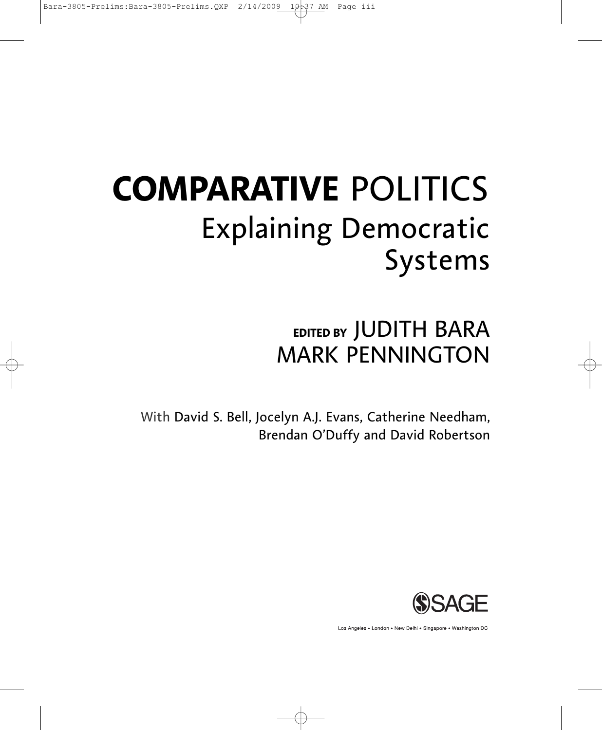# **COMPARATIVE** POLITICS

## Explaining Democratic Systems

**EDITED BY** JUDITH BARA
MARK PENNINGTON

With David S. Bell, Jocelyn A.J. Evans, Catherine Needham, Brendan O'Duffy and David Robertson

SAGE

Los Angeles • London • New Delhi • Singapore • Washington DC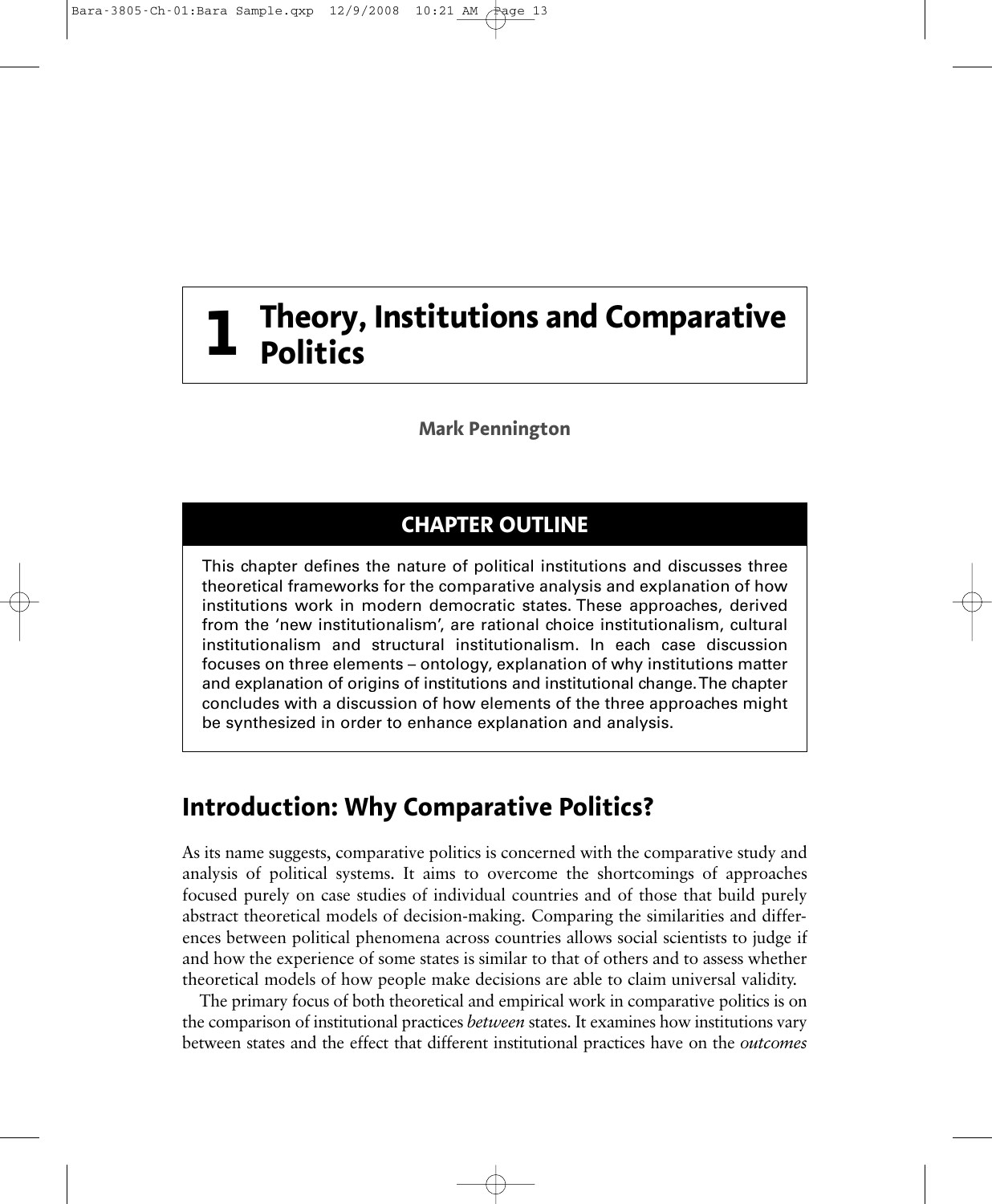# 1 Theory, Institutions and Comparative Politics

**Mark Pennington**

## CHAPTER OUTLINE

This chapter defines the nature of political institutions and discusses three theoretical frameworks for the comparative analysis and explanation of how institutions work in modern democratic states. These approaches, derived from the 'new institutionalism', are rational choice institutionalism, cultural institutionalism and structural institutionalism. In each case discussion focuses on three elements – ontology, explanation of why institutions matter and explanation of origins of institutions and institutional change. The chapter concludes with a discussion of how elements of the three approaches might be synthesized in order to enhance explanation and analysis.

## Introduction: Why Comparative Politics?

As its name suggests, comparative politics is concerned with the comparative study and analysis of political systems. It aims to overcome the shortcomings of approaches focused purely on case studies of individual countries and of those that build purely abstract theoretical models of decision-making. Comparing the similarities and differences between political phenomena across countries allows social scientists to judge if and how the experience of some states is similar to that of others and to assess whether theoretical models of how people make decisions are able to claim universal validity.

The primary focus of both theoretical and empirical work in comparative politics is on the comparison of institutional practices *between* states. It examines how institutions vary between states and the effect that different institutional practices have on the *outcomes*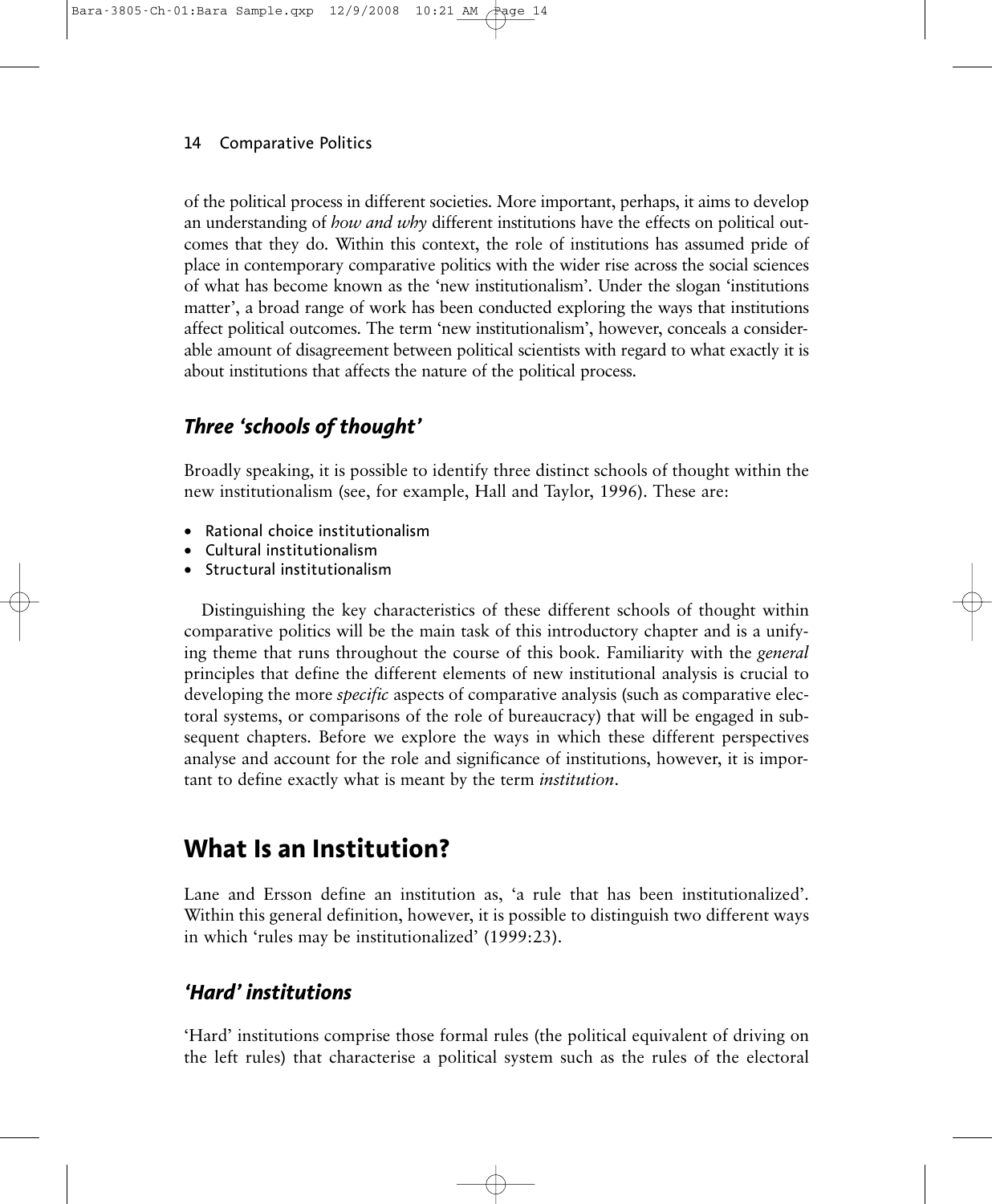of the political process in different societies. More important, perhaps, it aims to develop an understanding of *how and why* different institutions have the effects on political outcomes that they do. Within this context, the role of institutions has assumed pride of place in contemporary comparative politics with the wider rise across the social sciences of what has become known as the 'new institutionalism'. Under the slogan 'institutions matter', a broad range of work has been conducted exploring the ways that institutions affect political outcomes. The term 'new institutionalism', however, conceals a considerable amount of disagreement between political scientists with regard to what exactly it is about institutions that affects the nature of the political process.

### *Three 'schools of thought'*

Broadly speaking, it is possible to identify three distinct schools of thought within the new institutionalism (see, for example, Hall and Taylor, 1996). These are:

- Rational choice institutionalism
- Cultural institutionalism
- Structural institutionalism

Distinguishing the key characteristics of these different schools of thought within comparative politics will be the main task of this introductory chapter and is a unifying theme that runs throughout the course of this book. Familiarity with the *general* principles that define the different elements of new institutional analysis is crucial to developing the more *specific* aspects of comparative analysis (such as comparative electoral systems, or comparisons of the role of bureaucracy) that will be engaged in subsequent chapters. Before we explore the ways in which these different perspectives analyse and account for the role and significance of institutions, however, it is important to define exactly what is meant by the term *institution*.

## What Is an Institution?

Lane and Ersson define an institution as, 'a rule that has been institutionalized'. Within this general definition, however, it is possible to distinguish two different ways in which 'rules may be institutionalized' (1999:23).

### *'Hard' institutions*

'Hard' institutions comprise those formal rules (the political equivalent of driving on the left rules) that characterise a political system such as the rules of the electoral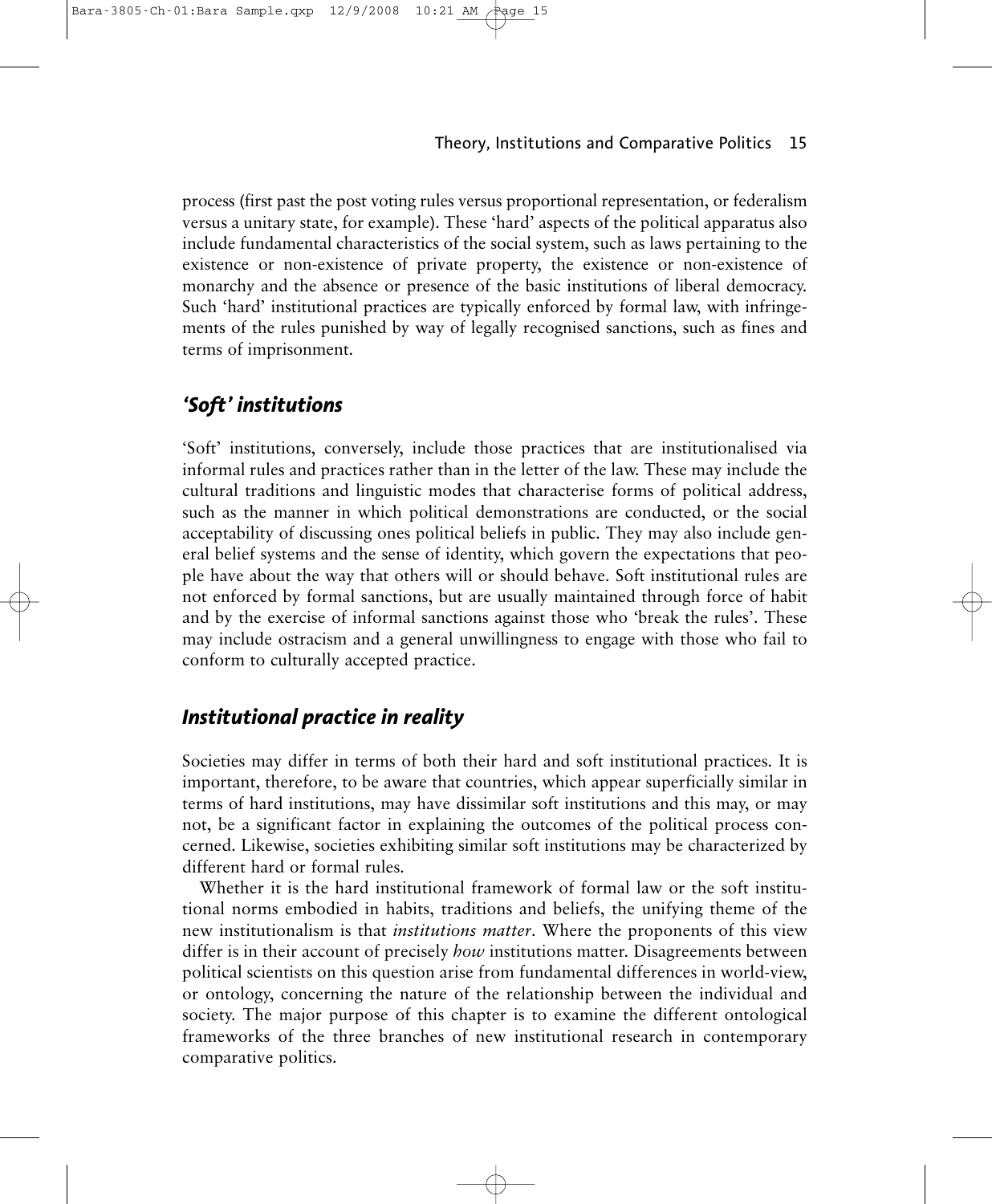process (first past the post voting rules versus proportional representation, or federalism versus a unitary state, for example). These 'hard' aspects of the political apparatus also include fundamental characteristics of the social system, such as laws pertaining to the existence or non-existence of private property, the existence or non-existence of monarchy and the absence or presence of the basic institutions of liberal democracy. Such 'hard' institutional practices are typically enforced by formal law, with infringements of the rules punished by way of legally recognised sanctions, such as fines and terms of imprisonment.

## *'Soft' institutions*

'Soft' institutions, conversely, include those practices that are institutionalised via informal rules and practices rather than in the letter of the law. These may include the cultural traditions and linguistic modes that characterise forms of political address, such as the manner in which political demonstrations are conducted, or the social acceptability of discussing ones political beliefs in public. They may also include general belief systems and the sense of identity, which govern the expectations that people have about the way that others will or should behave. Soft institutional rules are not enforced by formal sanctions, but are usually maintained through force of habit and by the exercise of informal sanctions against those who 'break the rules'. These may include ostracism and a general unwillingness to engage with those who fail to conform to culturally accepted practice.

## *Institutional practice in reality*

Societies may differ in terms of both their hard and soft institutional practices. It is important, therefore, to be aware that countries, which appear superficially similar in terms of hard institutions, may have dissimilar soft institutions and this may, or may not, be a significant factor in explaining the outcomes of the political process concerned. Likewise, societies exhibiting similar soft institutions may be characterized by different hard or formal rules.

Whether it is the hard institutional framework of formal law or the soft institutional norms embodied in habits, traditions and beliefs, the unifying theme of the new institutionalism is that *institutions matter*. Where the proponents of this view differ is in their account of precisely *how* institutions matter. Disagreements between political scientists on this question arise from fundamental differences in world-view, or ontology, concerning the nature of the relationship between the individual and society. The major purpose of this chapter is to examine the different ontological frameworks of the three branches of new institutional research in contemporary comparative politics.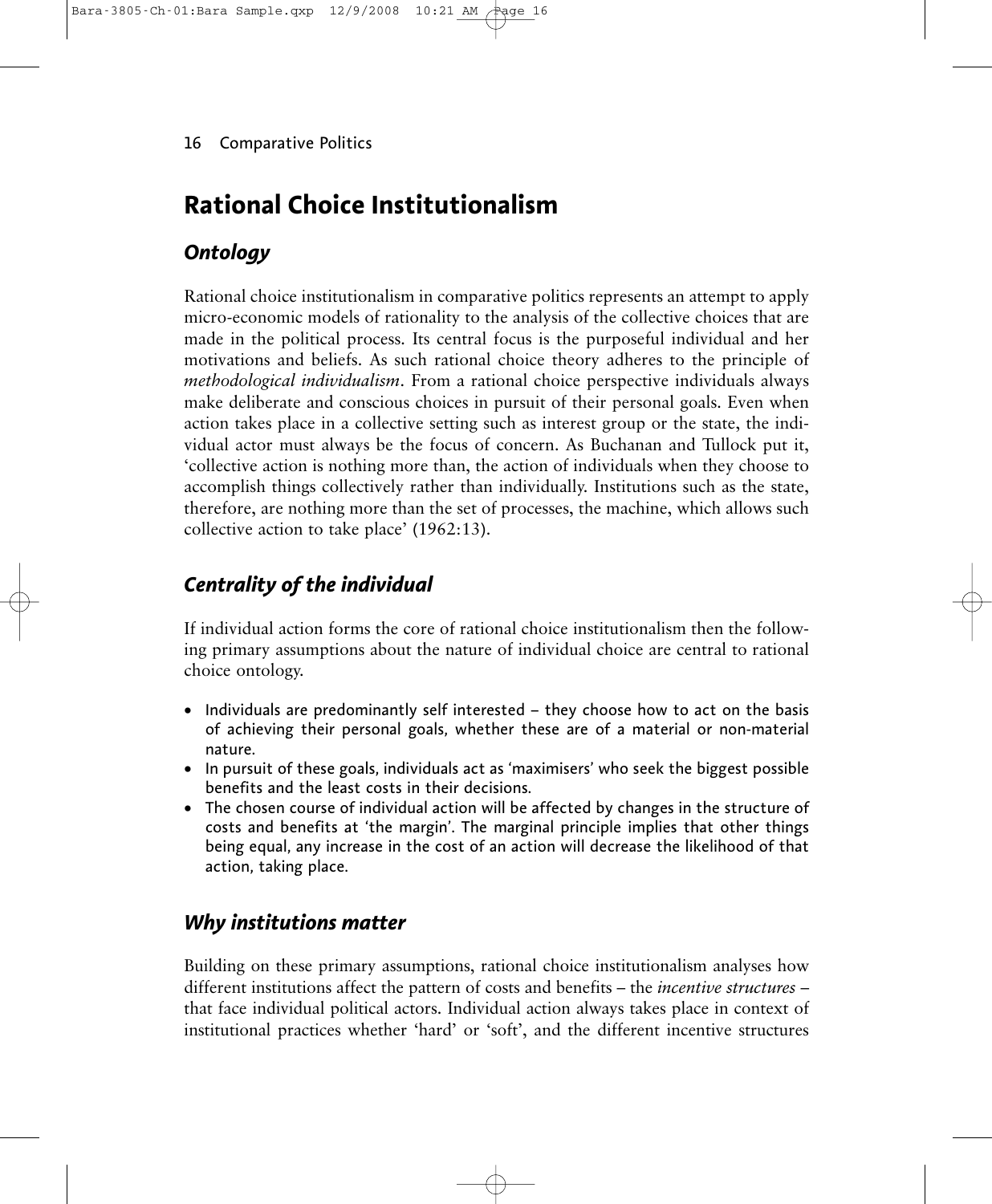# Rational Choice Institutionalism

## *Ontology*

Rational choice institutionalism in comparative politics represents an attempt to apply micro-economic models of rationality to the analysis of the collective choices that are made in the political process. Its central focus is the purposeful individual and her motivations and beliefs. As such rational choice theory adheres to the principle of *methodological individualism*. From a rational choice perspective individuals always make deliberate and conscious choices in pursuit of their personal goals. Even when action takes place in a collective setting such as interest group or the state, the individual actor must always be the focus of concern. As Buchanan and Tullock put it, 'collective action is nothing more than, the action of individuals when they choose to accomplish things collectively rather than individually. Institutions such as the state, therefore, are nothing more than the set of processes, the machine, which allows such collective action to take place' (1962:13).

## *Centrality of the individual*

If individual action forms the core of rational choice institutionalism then the following primary assumptions about the nature of individual choice are central to rational choice ontology.

- Individuals are predominantly self interested – they choose how to act on the basis of achieving their personal goals, whether these are of a material or non-material nature.
- In pursuit of these goals, individuals act as 'maximisers' who seek the biggest possible benefits and the least costs in their decisions.
- The chosen course of individual action will be affected by changes in the structure of costs and benefits at 'the margin'. The marginal principle implies that other things being equal, any increase in the cost of an action will decrease the likelihood of that action, taking place.

## *Why institutions matter*

Building on these primary assumptions, rational choice institutionalism analyses how different institutions affect the pattern of costs and benefits – the *incentive structures* – that face individual political actors. Individual action always takes place in context of institutional practices whether 'hard' or 'soft', and the different incentive structures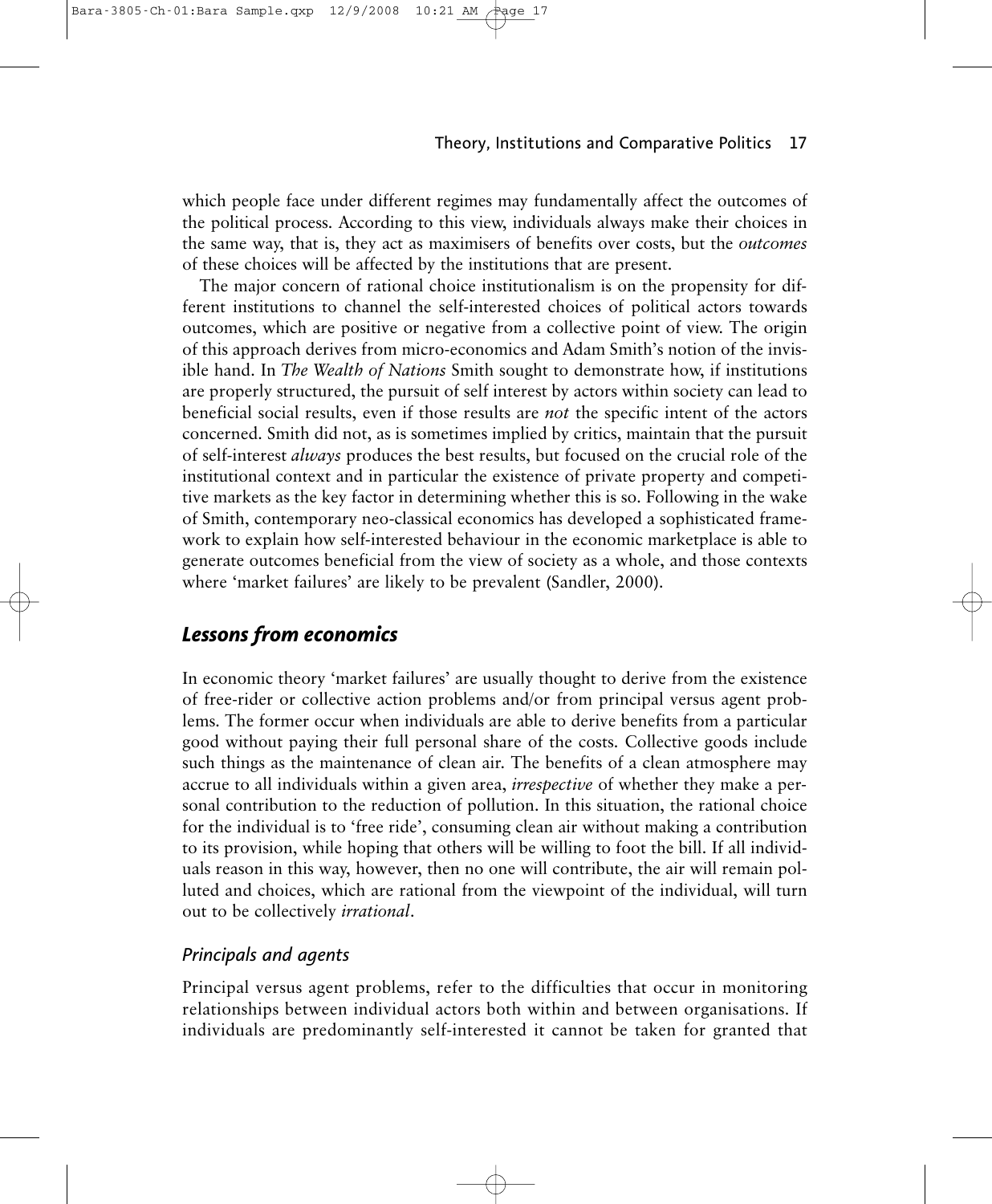which people face under different regimes may fundamentally affect the outcomes of the political process. According to this view, individuals always make their choices in the same way, that is, they act as maximisers of benefits over costs, but the *outcomes* of these choices will be affected by the institutions that are present.

The major concern of rational choice institutionalism is on the propensity for different institutions to channel the self-interested choices of political actors towards outcomes, which are positive or negative from a collective point of view. The origin of this approach derives from micro-economics and Adam Smith's notion of the invisible hand. In *The Wealth of Nations* Smith sought to demonstrate how, if institutions are properly structured, the pursuit of self interest by actors within society can lead to beneficial social results, even if those results are *not* the specific intent of the actors concerned. Smith did not, as is sometimes implied by critics, maintain that the pursuit of self-interest *always* produces the best results, but focused on the crucial role of the institutional context and in particular the existence of private property and competitive markets as the key factor in determining whether this is so. Following in the wake of Smith, contemporary neo-classical economics has developed a sophisticated framework to explain how self-interested behaviour in the economic marketplace is able to generate outcomes beneficial from the view of society as a whole, and those contexts where 'market failures' are likely to be prevalent (Sandler, 2000).

## *Lessons from economics*

In economic theory 'market failures' are usually thought to derive from the existence of free-rider or collective action problems and/or from principal versus agent problems. The former occur when individuals are able to derive benefits from a particular good without paying their full personal share of the costs. Collective goods include such things as the maintenance of clean air. The benefits of a clean atmosphere may accrue to all individuals within a given area, *irrespective* of whether they make a personal contribution to the reduction of pollution. In this situation, the rational choice for the individual is to 'free ride', consuming clean air without making a contribution to its provision, while hoping that others will be willing to foot the bill. If all individuals reason in this way, however, then no one will contribute, the air will remain polluted and choices, which are rational from the viewpoint of the individual, will turn out to be collectively *irrational*.

### *Principals and agents*

Principal versus agent problems, refer to the difficulties that occur in monitoring relationships between individual actors both within and between organisations. If individuals are predominantly self-interested it cannot be taken for granted that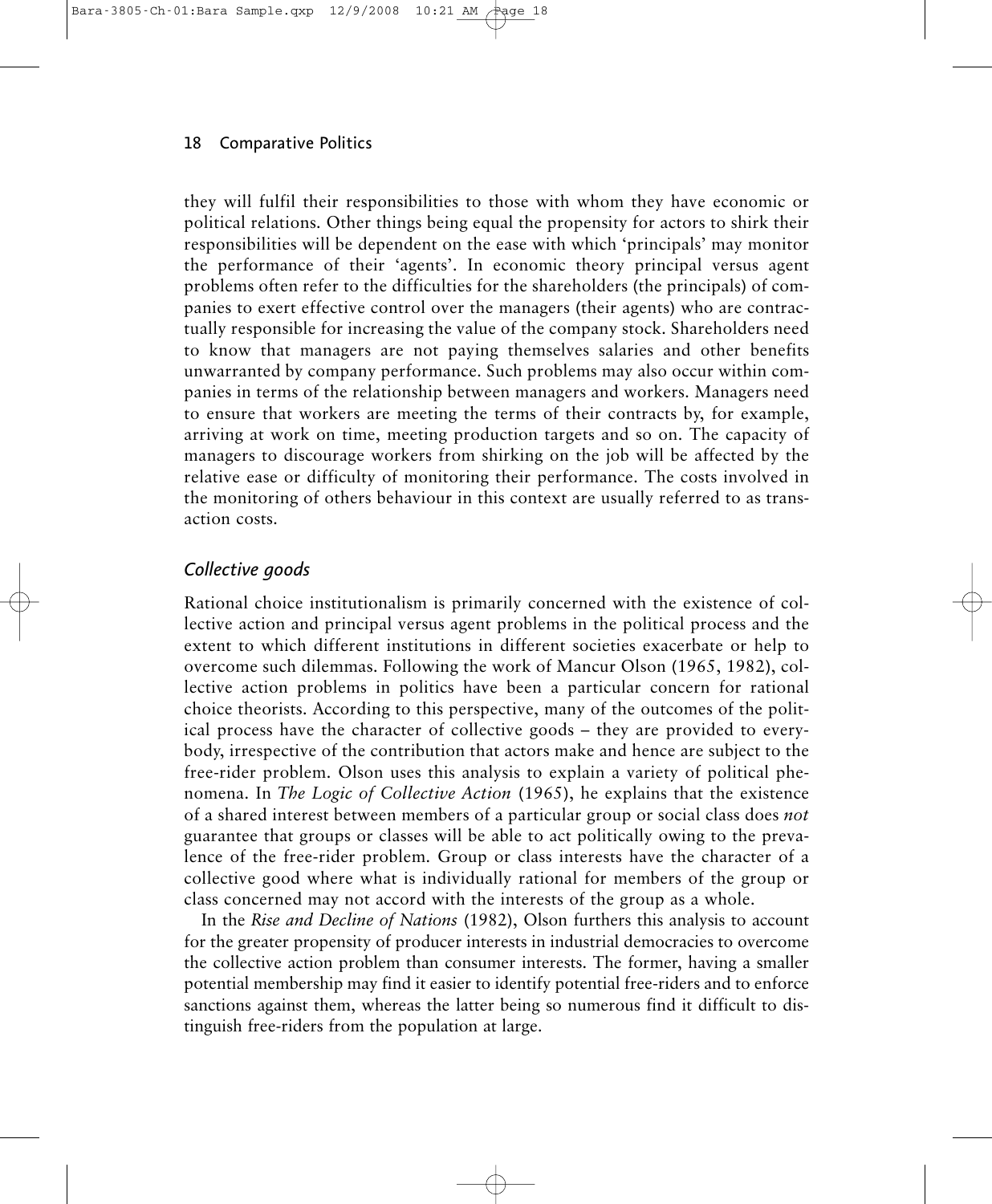they will fulfil their responsibilities to those with whom they have economic or political relations. Other things being equal the propensity for actors to shirk their responsibilities will be dependent on the ease with which 'principals' may monitor the performance of their 'agents'. In economic theory principal versus agent problems often refer to the difficulties for the shareholders (the principals) of companies to exert effective control over the managers (their agents) who are contractually responsible for increasing the value of the company stock. Shareholders need to know that managers are not paying themselves salaries and other benefits unwarranted by company performance. Such problems may also occur within companies in terms of the relationship between managers and workers. Managers need to ensure that workers are meeting the terms of their contracts by, for example, arriving at work on time, meeting production targets and so on. The capacity of managers to discourage workers from shirking on the job will be affected by the relative ease or difficulty of monitoring their performance. The costs involved in the monitoring of others behaviour in this context are usually referred to as transaction costs.

### *Collective goods*

Rational choice institutionalism is primarily concerned with the existence of collective action and principal versus agent problems in the political process and the extent to which different institutions in different societies exacerbate or help to overcome such dilemmas. Following the work of Mancur Olson (1965, 1982), collective action problems in politics have been a particular concern for rational choice theorists. According to this perspective, many of the outcomes of the political process have the character of collective goods – they are provided to everybody, irrespective of the contribution that actors make and hence are subject to the free-rider problem. Olson uses this analysis to explain a variety of political phenomena. In *The Logic of Collective Action* (1965), he explains that the existence of a shared interest between members of a particular group or social class does *not* guarantee that groups or classes will be able to act politically owing to the prevalence of the free-rider problem. Group or class interests have the character of a collective good where what is individually rational for members of the group or class concerned may not accord with the interests of the group as a whole.

In the *Rise and Decline of Nations* (1982), Olson furthers this analysis to account for the greater propensity of producer interests in industrial democracies to overcome the collective action problem than consumer interests. The former, having a smaller potential membership may find it easier to identify potential free-riders and to enforce sanctions against them, whereas the latter being so numerous find it difficult to distinguish free-riders from the population at large.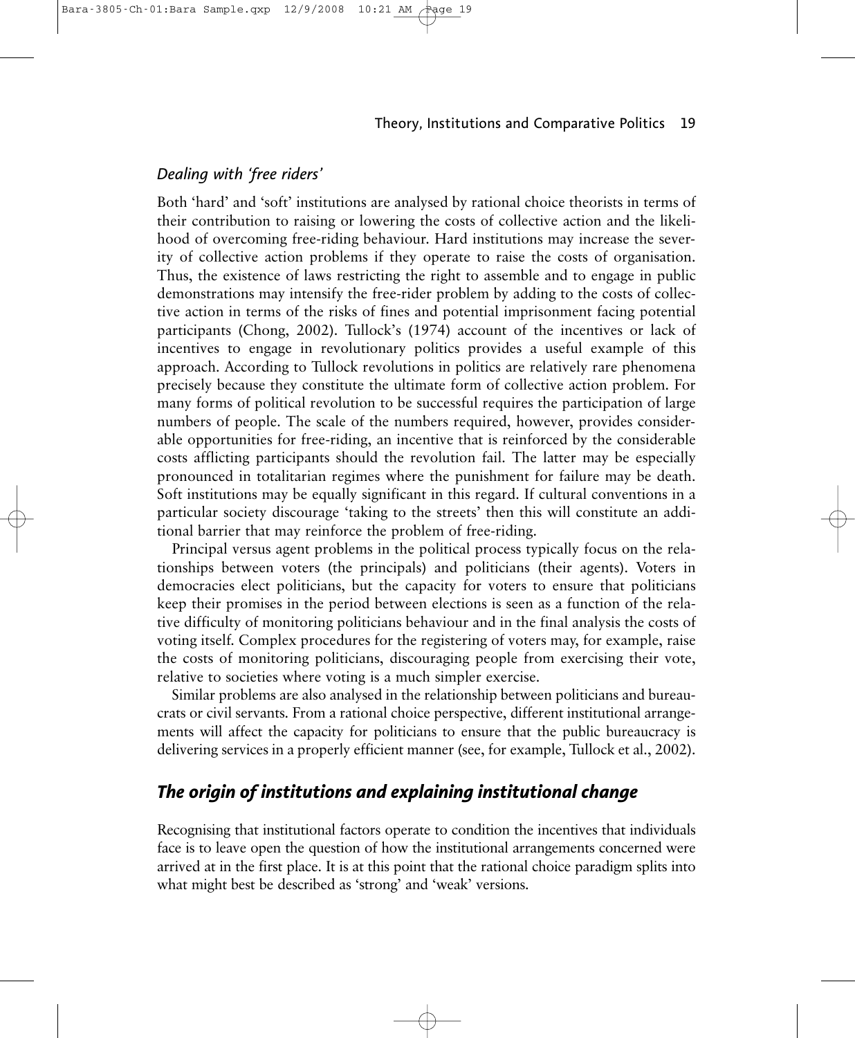### *Dealing with 'free riders'*

Both 'hard' and 'soft' institutions are analysed by rational choice theorists in terms of their contribution to raising or lowering the costs of collective action and the likelihood of overcoming free-riding behaviour. Hard institutions may increase the severity of collective action problems if they operate to raise the costs of organisation. Thus, the existence of laws restricting the right to assemble and to engage in public demonstrations may intensify the free-rider problem by adding to the costs of collective action in terms of the risks of fines and potential imprisonment facing potential participants (Chong, 2002). Tullock's (1974) account of the incentives or lack of incentives to engage in revolutionary politics provides a useful example of this approach. According to Tullock revolutions in politics are relatively rare phenomena precisely because they constitute the ultimate form of collective action problem. For many forms of political revolution to be successful requires the participation of large numbers of people. The scale of the numbers required, however, provides considerable opportunities for free-riding, an incentive that is reinforced by the considerable costs afflicting participants should the revolution fail. The latter may be especially pronounced in totalitarian regimes where the punishment for failure may be death. Soft institutions may be equally significant in this regard. If cultural conventions in a particular society discourage 'taking to the streets' then this will constitute an additional barrier that may reinforce the problem of free-riding.

Principal versus agent problems in the political process typically focus on the relationships between voters (the principals) and politicians (their agents). Voters in democracies elect politicians, but the capacity for voters to ensure that politicians keep their promises in the period between elections is seen as a function of the relative difficulty of monitoring politicians behaviour and in the final analysis the costs of voting itself. Complex procedures for the registering of voters may, for example, raise the costs of monitoring politicians, discouraging people from exercising their vote, relative to societies where voting is a much simpler exercise.

Similar problems are also analysed in the relationship between politicians and bureaucrats or civil servants. From a rational choice perspective, different institutional arrangements will affect the capacity for politicians to ensure that the public bureaucracy is delivering services in a properly efficient manner (see, for example, Tullock et al., 2002).

## *The origin of institutions and explaining institutional change*

Recognising that institutional factors operate to condition the incentives that individuals face is to leave open the question of how the institutional arrangements concerned were arrived at in the first place. It is at this point that the rational choice paradigm splits into what might best be described as 'strong' and 'weak' versions.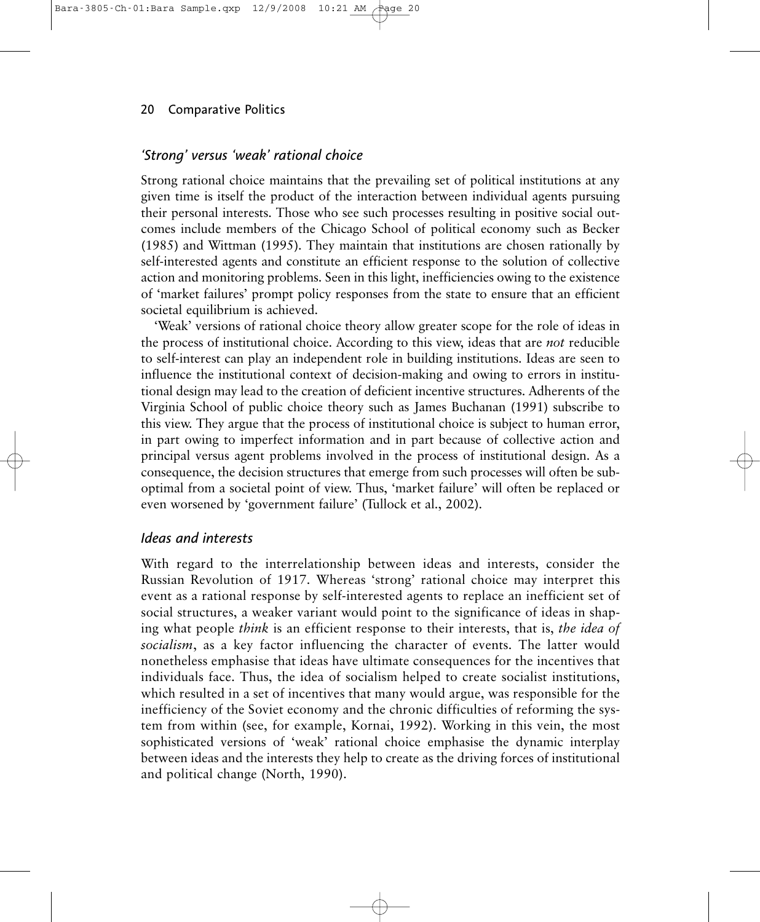### *'Strong' versus 'weak' rational choice*

Strong rational choice maintains that the prevailing set of political institutions at any given time is itself the product of the interaction between individual agents pursuing their personal interests. Those who see such processes resulting in positive social outcomes include members of the Chicago School of political economy such as Becker (1985) and Wittman (1995). They maintain that institutions are chosen rationally by self-interested agents and constitute an efficient response to the solution of collective action and monitoring problems. Seen in this light, inefficiencies owing to the existence of 'market failures' prompt policy responses from the state to ensure that an efficient societal equilibrium is achieved.

'Weak' versions of rational choice theory allow greater scope for the role of ideas in the process of institutional choice. According to this view, ideas that are *not* reducible to self-interest can play an independent role in building institutions. Ideas are seen to influence the institutional context of decision-making and owing to errors in institutional design may lead to the creation of deficient incentive structures. Adherents of the Virginia School of public choice theory such as James Buchanan (1991) subscribe to this view. They argue that the process of institutional choice is subject to human error, in part owing to imperfect information and in part because of collective action and principal versus agent problems involved in the process of institutional design. As a consequence, the decision structures that emerge from such processes will often be suboptimal from a societal point of view. Thus, 'market failure' will often be replaced or even worsened by 'government failure' (Tullock et al., 2002).

### *Ideas and interests*

With regard to the interrelationship between ideas and interests, consider the Russian Revolution of 1917. Whereas 'strong' rational choice may interpret this event as a rational response by self-interested agents to replace an inefficient set of social structures, a weaker variant would point to the significance of ideas in shaping what people *think* is an efficient response to their interests, that is, *the idea of socialism*, as a key factor influencing the character of events. The latter would nonetheless emphasise that ideas have ultimate consequences for the incentives that individuals face. Thus, the idea of socialism helped to create socialist institutions, which resulted in a set of incentives that many would argue, was responsible for the inefficiency of the Soviet economy and the chronic difficulties of reforming the system from within (see, for example, Kornai, 1992). Working in this vein, the most sophisticated versions of 'weak' rational choice emphasise the dynamic interplay between ideas and the interests they help to create as the driving forces of institutional and political change (North, 1990).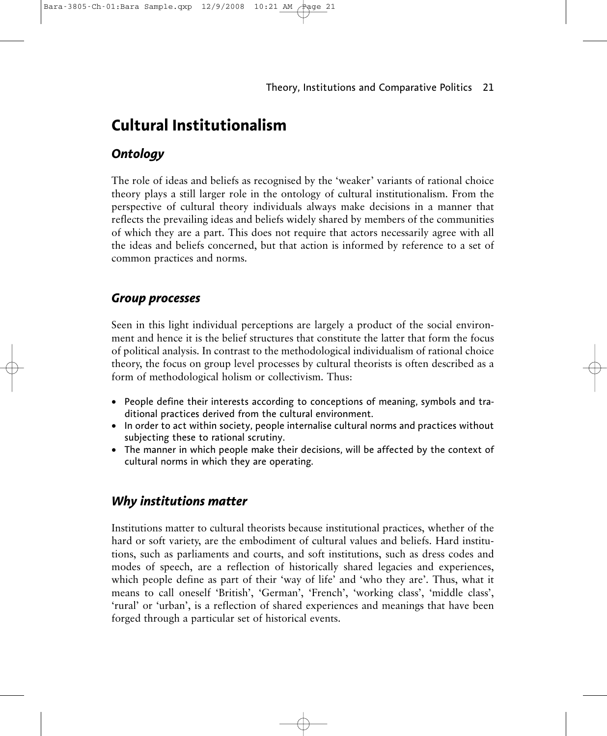## Cultural Institutionalism

### *Ontology*

The role of ideas and beliefs as recognised by the 'weaker' variants of rational choice theory plays a still larger role in the ontology of cultural institutionalism. From the perspective of cultural theory individuals always make decisions in a manner that reflects the prevailing ideas and beliefs widely shared by members of the communities of which they are a part. This does not require that actors necessarily agree with all the ideas and beliefs concerned, but that action is informed by reference to a set of common practices and norms.

### *Group processes*

Seen in this light individual perceptions are largely a product of the social environment and hence it is the belief structures that constitute the latter that form the focus of political analysis. In contrast to the methodological individualism of rational choice theory, the focus on group level processes by cultural theorists is often described as a form of methodological holism or collectivism. Thus:

- People define their interests according to conceptions of meaning, symbols and traditional practices derived from the cultural environment.
- In order to act within society, people internalise cultural norms and practices without subjecting these to rational scrutiny.
- The manner in which people make their decisions, will be affected by the context of cultural norms in which they are operating.

### *Why institutions matter*

Institutions matter to cultural theorists because institutional practices, whether of the hard or soft variety, are the embodiment of cultural values and beliefs. Hard institutions, such as parliaments and courts, and soft institutions, such as dress codes and modes of speech, are a reflection of historically shared legacies and experiences, which people define as part of their 'way of life' and 'who they are'. Thus, what it means to call oneself 'British', 'German', 'French', 'working class', 'middle class', 'rural' or 'urban', is a reflection of shared experiences and meanings that have been forged through a particular set of historical events.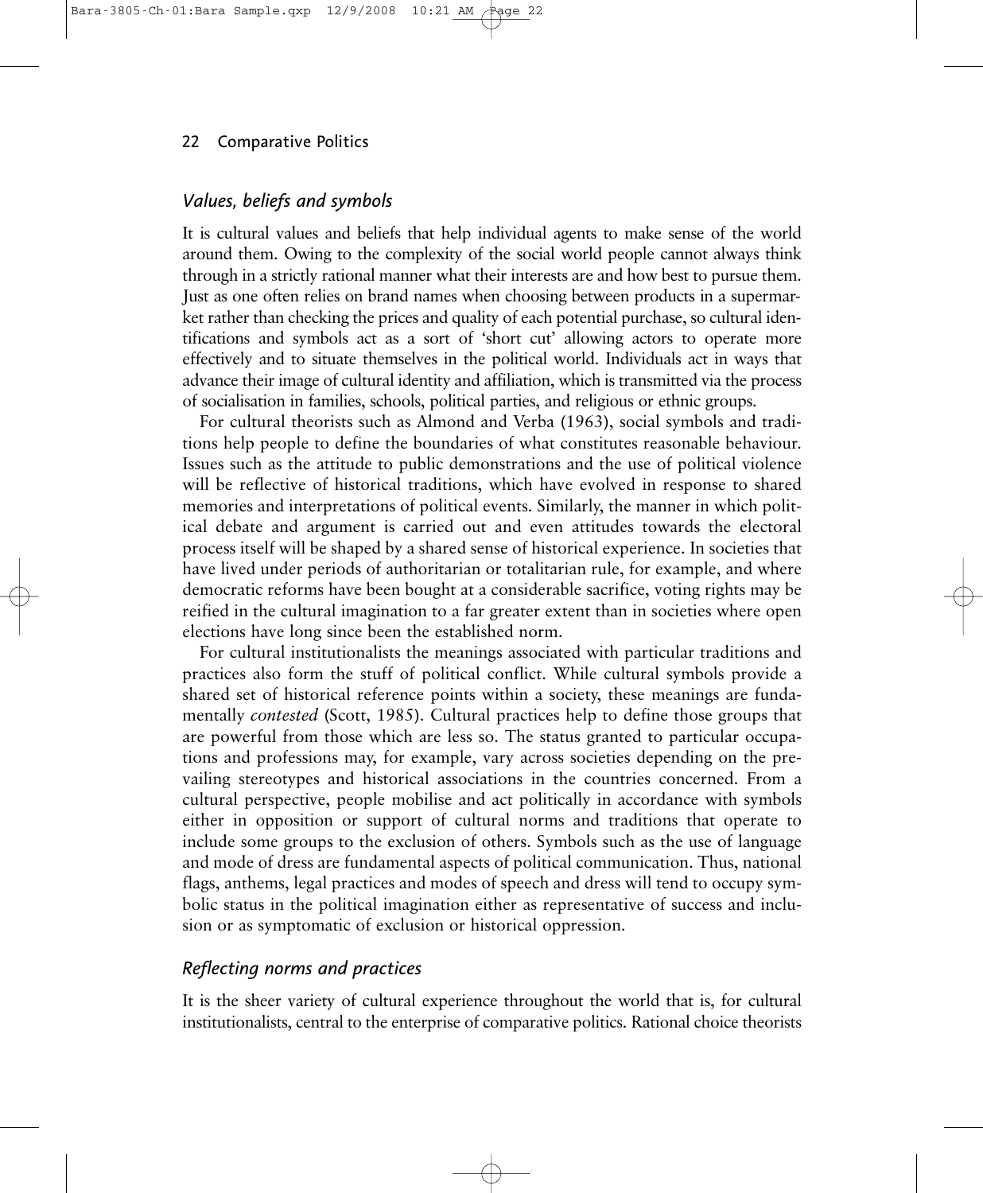### *Values, beliefs and symbols*

It is cultural values and beliefs that help individual agents to make sense of the world around them. Owing to the complexity of the social world people cannot always think through in a strictly rational manner what their interests are and how best to pursue them. Just as one often relies on brand names when choosing between products in a supermarket rather than checking the prices and quality of each potential purchase, so cultural identifications and symbols act as a sort of 'short cut' allowing actors to operate more effectively and to situate themselves in the political world. Individuals act in ways that advance their image of cultural identity and affiliation, which is transmitted via the process of socialisation in families, schools, political parties, and religious or ethnic groups.

For cultural theorists such as Almond and Verba (1963), social symbols and traditions help people to define the boundaries of what constitutes reasonable behaviour. Issues such as the attitude to public demonstrations and the use of political violence will be reflective of historical traditions, which have evolved in response to shared memories and interpretations of political events. Similarly, the manner in which political debate and argument is carried out and even attitudes towards the electoral process itself will be shaped by a shared sense of historical experience. In societies that have lived under periods of authoritarian or totalitarian rule, for example, and where democratic reforms have been bought at a considerable sacrifice, voting rights may be reified in the cultural imagination to a far greater extent than in societies where open elections have long since been the established norm.

For cultural institutionalists the meanings associated with particular traditions and practices also form the stuff of political conflict. While cultural symbols provide a shared set of historical reference points within a society, these meanings are fundamentally *contested* (Scott, 1985). Cultural practices help to define those groups that are powerful from those which are less so. The status granted to particular occupations and professions may, for example, vary across societies depending on the prevailing stereotypes and historical associations in the countries concerned. From a cultural perspective, people mobilise and act politically in accordance with symbols either in opposition or support of cultural norms and traditions that operate to include some groups to the exclusion of others. Symbols such as the use of language and mode of dress are fundamental aspects of political communication. Thus, national flags, anthems, legal practices and modes of speech and dress will tend to occupy symbolic status in the political imagination either as representative of success and inclusion or as symptomatic of exclusion or historical oppression.

### *Reflecting norms and practices*

It is the sheer variety of cultural experience throughout the world that is, for cultural institutionalists, central to the enterprise of comparative politics. Rational choice theorists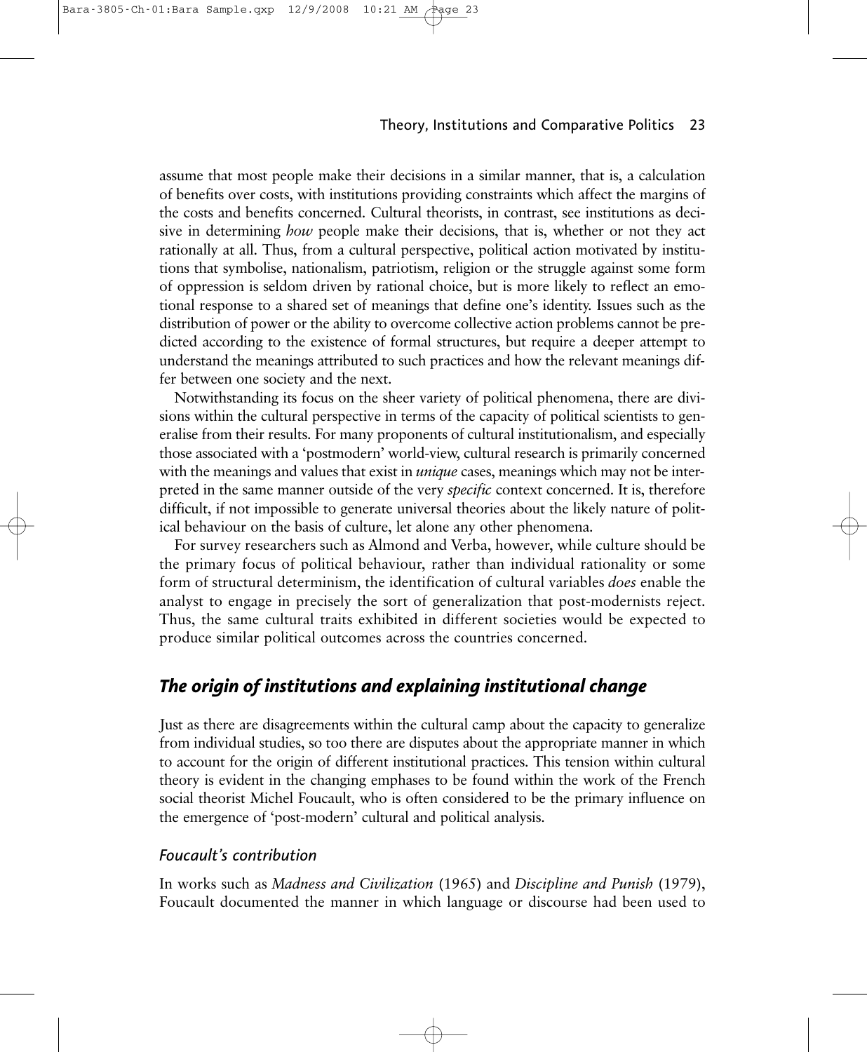assume that most people make their decisions in a similar manner, that is, a calculation of benefits over costs, with institutions providing constraints which affect the margins of the costs and benefits concerned. Cultural theorists, in contrast, see institutions as decisive in determining *how* people make their decisions, that is, whether or not they act rationally at all. Thus, from a cultural perspective, political action motivated by institutions that symbolise, nationalism, patriotism, religion or the struggle against some form of oppression is seldom driven by rational choice, but is more likely to reflect an emotional response to a shared set of meanings that define one's identity. Issues such as the distribution of power or the ability to overcome collective action problems cannot be predicted according to the existence of formal structures, but require a deeper attempt to understand the meanings attributed to such practices and how the relevant meanings differ between one society and the next.

Notwithstanding its focus on the sheer variety of political phenomena, there are divisions within the cultural perspective in terms of the capacity of political scientists to generalise from their results. For many proponents of cultural institutionalism, and especially those associated with a 'postmodern' world-view, cultural research is primarily concerned with the meanings and values that exist in *unique* cases, meanings which may not be interpreted in the same manner outside of the very *specific* context concerned. It is, therefore difficult, if not impossible to generate universal theories about the likely nature of political behaviour on the basis of culture, let alone any other phenomena.

For survey researchers such as Almond and Verba, however, while culture should be the primary focus of political behaviour, rather than individual rationality or some form of structural determinism, the identification of cultural variables *does* enable the analyst to engage in precisely the sort of generalization that post-modernists reject. Thus, the same cultural traits exhibited in different societies would be expected to produce similar political outcomes across the countries concerned.

## *The origin of institutions and explaining institutional change*

Just as there are disagreements within the cultural camp about the capacity to generalize from individual studies, so too there are disputes about the appropriate manner in which to account for the origin of different institutional practices. This tension within cultural theory is evident in the changing emphases to be found within the work of the French social theorist Michel Foucault, who is often considered to be the primary influence on the emergence of 'post-modern' cultural and political analysis.

### *Foucault's contribution*

In works such as *Madness and Civilization* (1965) and *Discipline and Punish* (1979), Foucault documented the manner in which language or discourse had been used to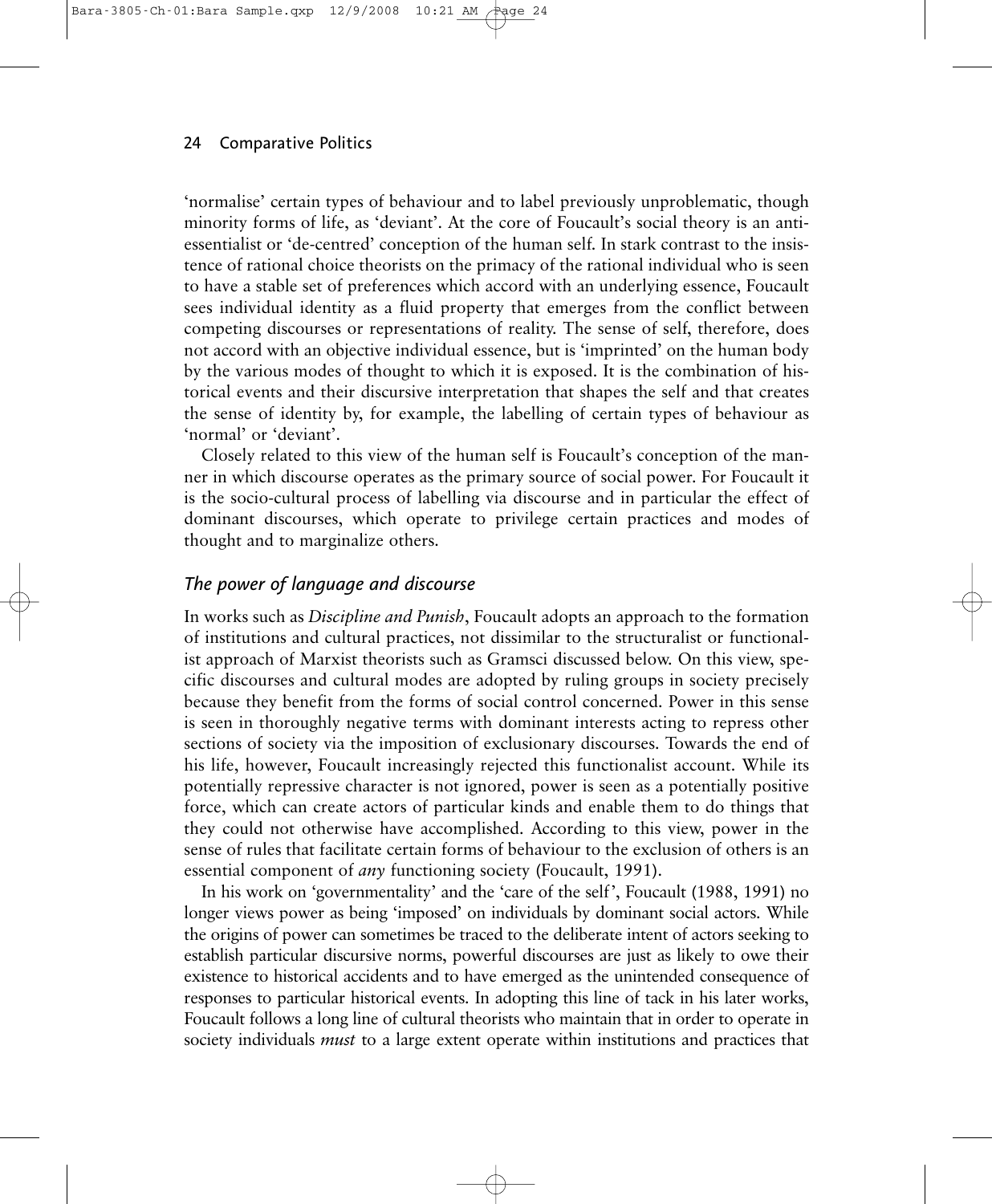'normalise' certain types of behaviour and to label previously unproblematic, though minority forms of life, as 'deviant'. At the core of Foucault's social theory is an anti-essentialist or 'de-centred' conception of the human self. In stark contrast to the insistence of rational choice theorists on the primacy of the rational individual who is seen to have a stable set of preferences which accord with an underlying essence, Foucault sees individual identity as a fluid property that emerges from the conflict between competing discourses or representations of reality. The sense of self, therefore, does not accord with an objective individual essence, but is 'imprinted' on the human body by the various modes of thought to which it is exposed. It is the combination of historical events and their discursive interpretation that shapes the self and that creates the sense of identity by, for example, the labelling of certain types of behaviour as 'normal' or 'deviant'.

Closely related to this view of the human self is Foucault's conception of the manner in which discourse operates as the primary source of social power. For Foucault it is the socio-cultural process of labelling via discourse and in particular the effect of dominant discourses, which operate to privilege certain practices and modes of thought and to marginalize others.

### *The power of language and discourse*

In works such as *Discipline and Punish*, Foucault adopts an approach to the formation of institutions and cultural practices, not dissimilar to the structuralist or functionalist approach of Marxist theorists such as Gramsci discussed below. On this view, specific discourses and cultural modes are adopted by ruling groups in society precisely because they benefit from the forms of social control concerned. Power in this sense is seen in thoroughly negative terms with dominant interests acting to repress other sections of society via the imposition of exclusionary discourses. Towards the end of his life, however, Foucault increasingly rejected this functionalist account. While its potentially repressive character is not ignored, power is seen as a potentially positive force, which can create actors of particular kinds and enable them to do things that they could not otherwise have accomplished. According to this view, power in the sense of rules that facilitate certain forms of behaviour to the exclusion of others is an essential component of *any* functioning society (Foucault, 1991).

In his work on 'governmentality' and the 'care of the self', Foucault (1988, 1991) no longer views power as being 'imposed' on individuals by dominant social actors. While the origins of power can sometimes be traced to the deliberate intent of actors seeking to establish particular discursive norms, powerful discourses are just as likely to owe their existence to historical accidents and to have emerged as the unintended consequence of responses to particular historical events. In adopting this line of tack in his later works, Foucault follows a long line of cultural theorists who maintain that in order to operate in society individuals *must* to a large extent operate within institutions and practices that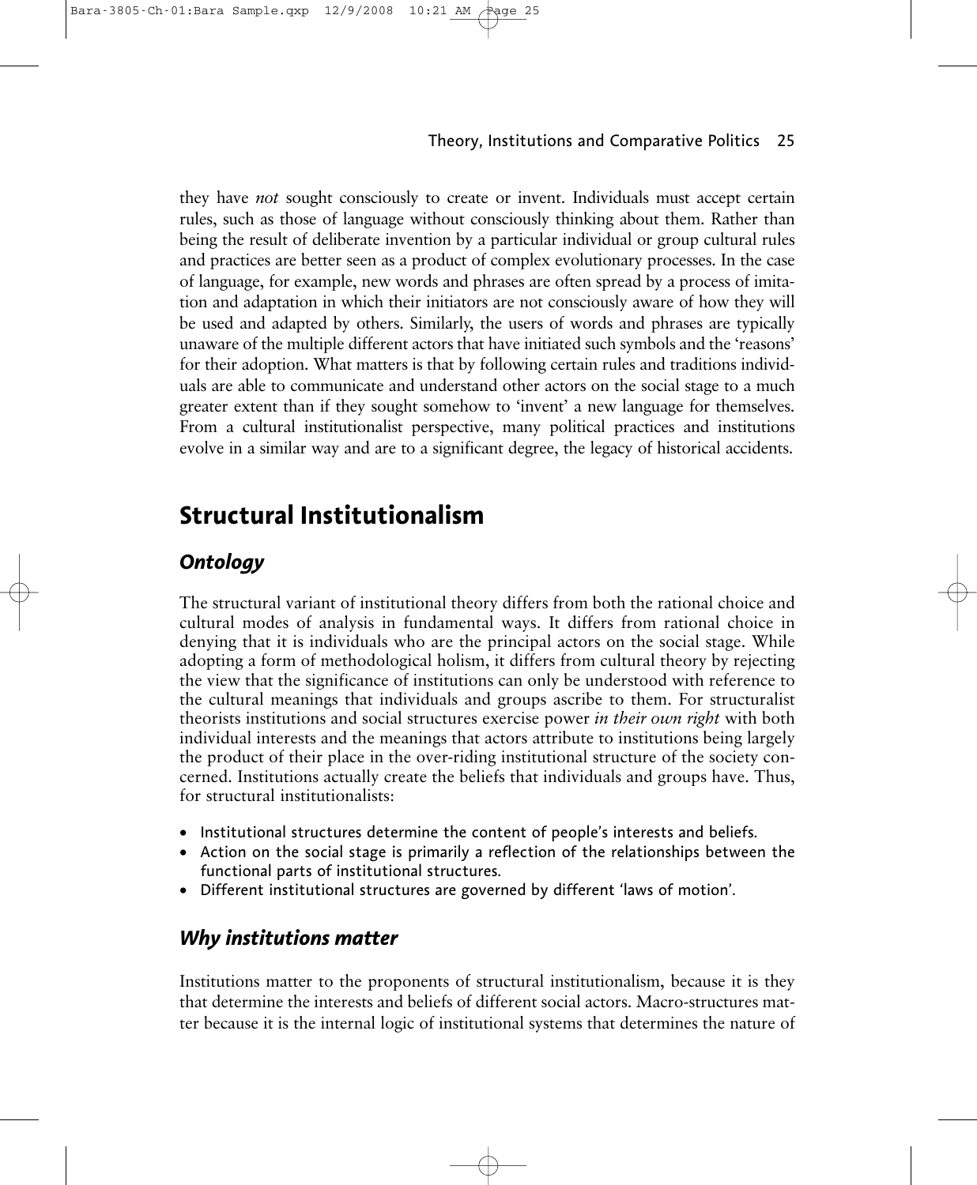they have *not* sought consciously to create or invent. Individuals must accept certain rules, such as those of language without consciously thinking about them. Rather than being the result of deliberate invention by a particular individual or group cultural rules and practices are better seen as a product of complex evolutionary processes. In the case of language, for example, new words and phrases are often spread by a process of imitation and adaptation in which their initiators are not consciously aware of how they will be used and adapted by others. Similarly, the users of words and phrases are typically unaware of the multiple different actors that have initiated such symbols and the 'reasons' for their adoption. What matters is that by following certain rules and traditions individuals are able to communicate and understand other actors on the social stage to a much greater extent than if they sought somehow to 'invent' a new language for themselves. From a cultural institutionalist perspective, many political practices and institutions evolve in a similar way and are to a significant degree, the legacy of historical accidents.

## Structural Institutionalism

### *Ontology*

The structural variant of institutional theory differs from both the rational choice and cultural modes of analysis in fundamental ways. It differs from rational choice in denying that it is individuals who are the principal actors on the social stage. While adopting a form of methodological holism, it differs from cultural theory by rejecting the view that the significance of institutions can only be understood with reference to the cultural meanings that individuals and groups ascribe to them. For structuralist theorists institutions and social structures exercise power *in their own right* with both individual interests and the meanings that actors attribute to institutions being largely the product of their place in the over-riding institutional structure of the society concerned. Institutions actually create the beliefs that individuals and groups have. Thus, for structural institutionalists:

- Institutional structures determine the content of people's interests and beliefs.
- Action on the social stage is primarily a reflection of the relationships between the functional parts of institutional structures.
- Different institutional structures are governed by different 'laws of motion'.

### *Why institutions matter*

Institutions matter to the proponents of structural institutionalism, because it is they that determine the interests and beliefs of different social actors. Macro-structures matter because it is the internal logic of institutional systems that determines the nature of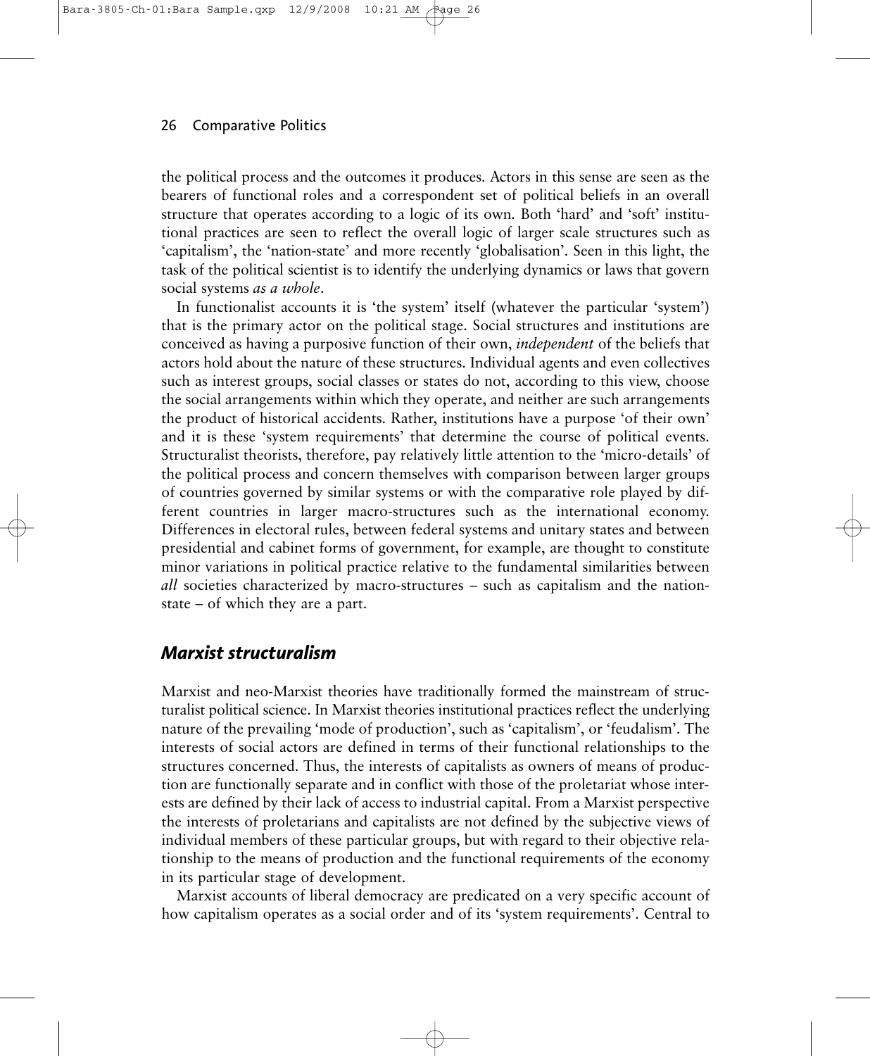the political process and the outcomes it produces. Actors in this sense are seen as the bearers of functional roles and a correspondent set of political beliefs in an overall structure that operates according to a logic of its own. Both 'hard' and 'soft' institutional practices are seen to reflect the overall logic of larger scale structures such as 'capitalism', the 'nation-state' and more recently 'globalisation'. Seen in this light, the task of the political scientist is to identify the underlying dynamics or laws that govern social systems *as a whole*.

In functionalist accounts it is 'the system' itself (whatever the particular 'system') that is the primary actor on the political stage. Social structures and institutions are conceived as having a purposive function of their own, *independent* of the beliefs that actors hold about the nature of these structures. Individual agents and even collectives such as interest groups, social classes or states do not, according to this view, choose the social arrangements within which they operate, and neither are such arrangements the product of historical accidents. Rather, institutions have a purpose 'of their own' and it is these 'system requirements' that determine the course of political events. Structuralist theorists, therefore, pay relatively little attention to the 'micro-details' of the political process and concern themselves with comparison between larger groups of countries governed by similar systems or with the comparative role played by different countries in larger macro-structures such as the international economy. Differences in electoral rules, between federal systems and unitary states and between presidential and cabinet forms of government, for example, are thought to constitute minor variations in political practice relative to the fundamental similarities between *all* societies characterized by macro-structures – such as capitalism and the nation-state – of which they are a part.

## *Marxist structuralism*

Marxist and neo-Marxist theories have traditionally formed the mainstream of structuralist political science. In Marxist theories institutional practices reflect the underlying nature of the prevailing 'mode of production', such as 'capitalism', or 'feudalism'. The interests of social actors are defined in terms of their functional relationships to the structures concerned. Thus, the interests of capitalists as owners of means of production are functionally separate and in conflict with those of the proletariat whose interests are defined by their lack of access to industrial capital. From a Marxist perspective the interests of proletarians and capitalists are not defined by the subjective views of individual members of these particular groups, but with regard to their objective relationship to the means of production and the functional requirements of the economy in its particular stage of development.

Marxist accounts of liberal democracy are predicated on a very specific account of how capitalism operates as a social order and of its 'system requirements'. Central to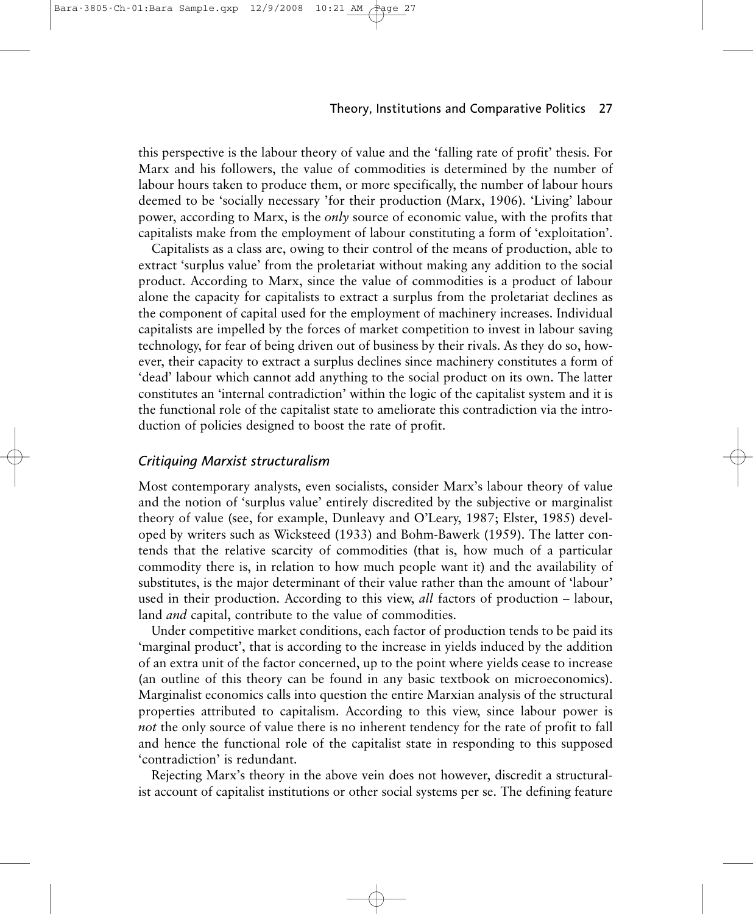this perspective is the labour theory of value and the 'falling rate of profit' thesis. For Marx and his followers, the value of commodities is determined by the number of labour hours taken to produce them, or more specifically, the number of labour hours deemed to be 'socially necessary 'for their production (Marx, 1906). 'Living' labour power, according to Marx, is the *only* source of economic value, with the profits that capitalists make from the employment of labour constituting a form of 'exploitation'.

Capitalists as a class are, owing to their control of the means of production, able to extract 'surplus value' from the proletariat without making any addition to the social product. According to Marx, since the value of commodities is a product of labour alone the capacity for capitalists to extract a surplus from the proletariat declines as the component of capital used for the employment of machinery increases. Individual capitalists are impelled by the forces of market competition to invest in labour saving technology, for fear of being driven out of business by their rivals. As they do so, however, their capacity to extract a surplus declines since machinery constitutes a form of 'dead' labour which cannot add anything to the social product on its own. The latter constitutes an 'internal contradiction' within the logic of the capitalist system and it is the functional role of the capitalist state to ameliorate this contradiction via the introduction of policies designed to boost the rate of profit.

### *Critiquing Marxist structuralism*

Most contemporary analysts, even socialists, consider Marx's labour theory of value and the notion of 'surplus value' entirely discredited by the subjective or marginalist theory of value (see, for example, Dunleavy and O'Leary, 1987; Elster, 1985) developed by writers such as Wicksteed (1933) and Bohm-Bawerk (1959). The latter contends that the relative scarcity of commodities (that is, how much of a particular commodity there is, in relation to how much people want it) and the availability of substitutes, is the major determinant of their value rather than the amount of 'labour' used in their production. According to this view, *all* factors of production – labour, land *and* capital, contribute to the value of commodities.

Under competitive market conditions, each factor of production tends to be paid its 'marginal product', that is according to the increase in yields induced by the addition of an extra unit of the factor concerned, up to the point where yields cease to increase (an outline of this theory can be found in any basic textbook on microeconomics). Marginalist economics calls into question the entire Marxian analysis of the structural properties attributed to capitalism. According to this view, since labour power is *not* the only source of value there is no inherent tendency for the rate of profit to fall and hence the functional role of the capitalist state in responding to this supposed 'contradiction' is redundant.

Rejecting Marx's theory in the above vein does not however, discredit a structuralist account of capitalist institutions or other social systems per se. The defining feature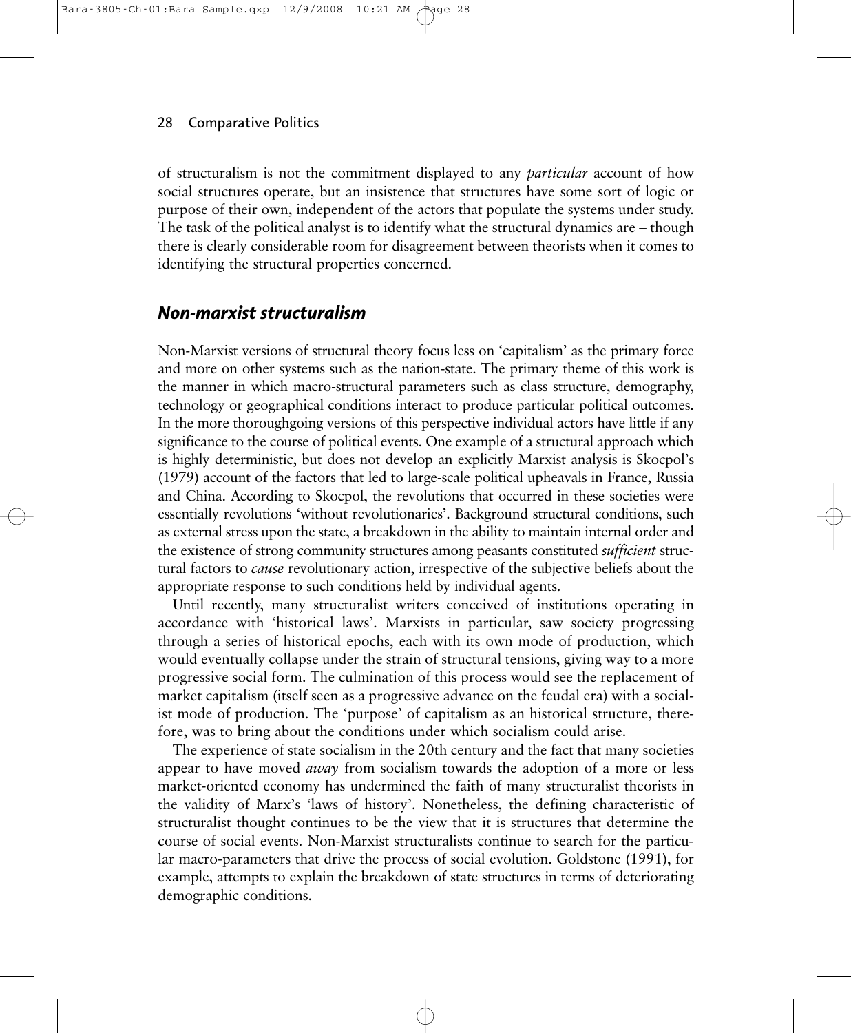of structuralism is not the commitment displayed to any *particular* account of how social structures operate, but an insistence that structures have some sort of logic or purpose of their own, independent of the actors that populate the systems under study. The task of the political analyst is to identify what the structural dynamics are – though there is clearly considerable room for disagreement between theorists when it comes to identifying the structural properties concerned.

## *Non-marxist structuralism*

Non-Marxist versions of structural theory focus less on 'capitalism' as the primary force and more on other systems such as the nation-state. The primary theme of this work is the manner in which macro-structural parameters such as class structure, demography, technology or geographical conditions interact to produce particular political outcomes. In the more thoroughgoing versions of this perspective individual actors have little if any significance to the course of political events. One example of a structural approach which is highly deterministic, but does not develop an explicitly Marxist analysis is Skocpol's (1979) account of the factors that led to large-scale political upheavals in France, Russia and China. According to Skocpol, the revolutions that occurred in these societies were essentially revolutions 'without revolutionaries'. Background structural conditions, such as external stress upon the state, a breakdown in the ability to maintain internal order and the existence of strong community structures among peasants constituted *sufficient* structural factors to *cause* revolutionary action, irrespective of the subjective beliefs about the appropriate response to such conditions held by individual agents.

Until recently, many structuralist writers conceived of institutions operating in accordance with 'historical laws'. Marxists in particular, saw society progressing through a series of historical epochs, each with its own mode of production, which would eventually collapse under the strain of structural tensions, giving way to a more progressive social form. The culmination of this process would see the replacement of market capitalism (itself seen as a progressive advance on the feudal era) with a socialist mode of production. The 'purpose' of capitalism as an historical structure, therefore, was to bring about the conditions under which socialism could arise.

The experience of state socialism in the 20th century and the fact that many societies appear to have moved *away* from socialism towards the adoption of a more or less market-oriented economy has undermined the faith of many structuralist theorists in the validity of Marx's 'laws of history'. Nonetheless, the defining characteristic of structuralist thought continues to be the view that it is structures that determine the course of social events. Non-Marxist structuralists continue to search for the particular macro-parameters that drive the process of social evolution. Goldstone (1991), for example, attempts to explain the breakdown of state structures in terms of deteriorating demographic conditions.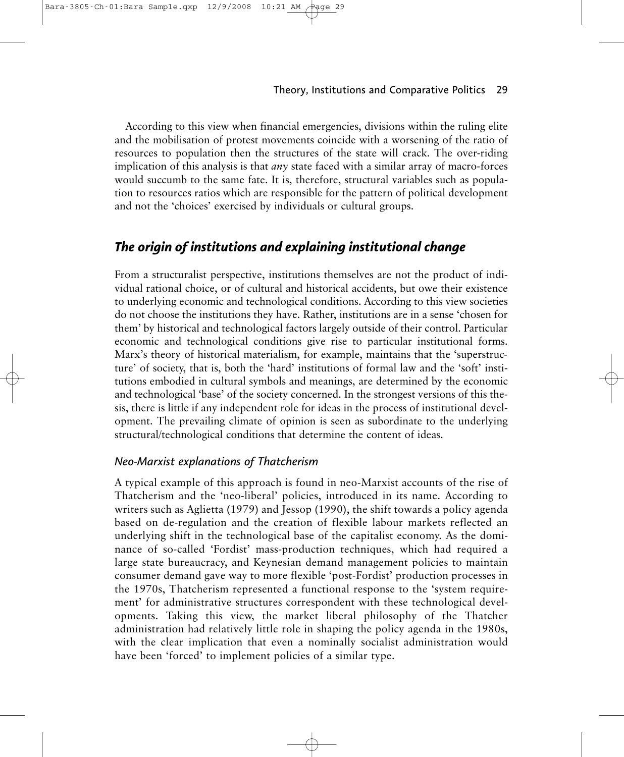According to this view when financial emergencies, divisions within the ruling elite and the mobilisation of protest movements coincide with a worsening of the ratio of resources to population then the structures of the state will crack. The over-riding implication of this analysis is that *any* state faced with a similar array of macro-forces would succumb to the same fate. It is, therefore, structural variables such as population to resources ratios which are responsible for the pattern of political development and not the 'choices' exercised by individuals or cultural groups.

## *The origin of institutions and explaining institutional change*

From a structuralist perspective, institutions themselves are not the product of individual rational choice, or of cultural and historical accidents, but owe their existence to underlying economic and technological conditions. According to this view societies do not choose the institutions they have. Rather, institutions are in a sense 'chosen for them' by historical and technological factors largely outside of their control. Particular economic and technological conditions give rise to particular institutional forms. Marx's theory of historical materialism, for example, maintains that the 'superstructure' of society, that is, both the 'hard' institutions of formal law and the 'soft' institutions embodied in cultural symbols and meanings, are determined by the economic and technological 'base' of the society concerned. In the strongest versions of this thesis, there is little if any independent role for ideas in the process of institutional development. The prevailing climate of opinion is seen as subordinate to the underlying structural/technological conditions that determine the content of ideas.

### *Neo-Marxist explanations of Thatcherism*

A typical example of this approach is found in neo-Marxist accounts of the rise of Thatcherism and the 'neo-liberal' policies, introduced in its name. According to writers such as Aglietta (1979) and Jessop (1990), the shift towards a policy agenda based on de-regulation and the creation of flexible labour markets reflected an underlying shift in the technological base of the capitalist economy. As the dominance of so-called 'Fordist' mass-production techniques, which had required a large state bureaucracy, and Keynesian demand management policies to maintain consumer demand gave way to more flexible 'post-Fordist' production processes in the 1970s, Thatcherism represented a functional response to the 'system requirement' for administrative structures correspondent with these technological developments. Taking this view, the market liberal philosophy of the Thatcher administration had relatively little role in shaping the policy agenda in the 1980s, with the clear implication that even a nominally socialist administration would have been 'forced' to implement policies of a similar type.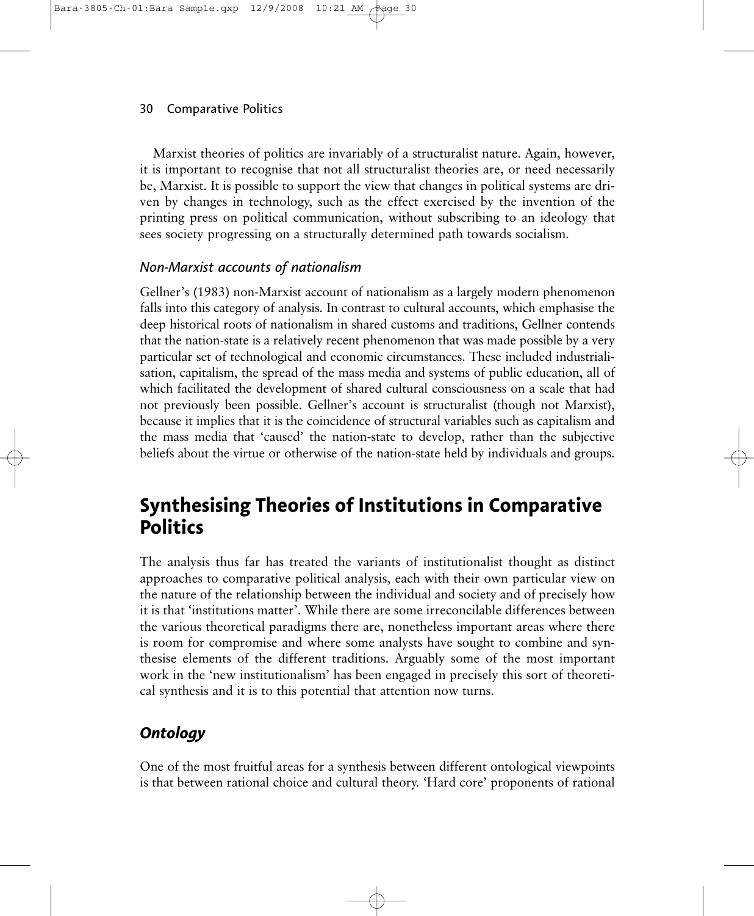Marxist theories of politics are invariably of a structuralist nature. Again, however, it is important to recognise that not all structuralist theories are, or need necessarily be, Marxist. It is possible to support the view that changes in political systems are driven by changes in technology, such as the effect exercised by the invention of the printing press on political communication, without subscribing to an ideology that sees society progressing on a structurally determined path towards socialism.

#### *Non-Marxist accounts of nationalism*

Gellner's (1983) non-Marxist account of nationalism as a largely modern phenomenon falls into this category of analysis. In contrast to cultural accounts, which emphasise the deep historical roots of nationalism in shared customs and traditions, Gellner contends that the nation-state is a relatively recent phenomenon that was made possible by a very particular set of technological and economic circumstances. These included industrialisation, capitalism, the spread of the mass media and systems of public education, all of which facilitated the development of shared cultural consciousness on a scale that had not previously been possible. Gellner's account is structuralist (though not Marxist), because it implies that it is the coincidence of structural variables such as capitalism and the mass media that 'caused' the nation-state to develop, rather than the subjective beliefs about the virtue or otherwise of the nation-state held by individuals and groups.

## Synthesising Theories of Institutions in Comparative Politics

The analysis thus far has treated the variants of institutionalist thought as distinct approaches to comparative political analysis, each with their own particular view on the nature of the relationship between the individual and society and of precisely how it is that 'institutions matter'. While there are some irreconcilable differences between the various theoretical paradigms there are, nonetheless important areas where there is room for compromise and where some analysts have sought to combine and synthesise elements of the different traditions. Arguably some of the most important work in the 'new institutionalism' has been engaged in precisely this sort of theoretical synthesis and it is to this potential that attention now turns.

### *Ontology*

One of the most fruitful areas for a synthesis between different ontological viewpoints is that between rational choice and cultural theory. 'Hard core' proponents of rational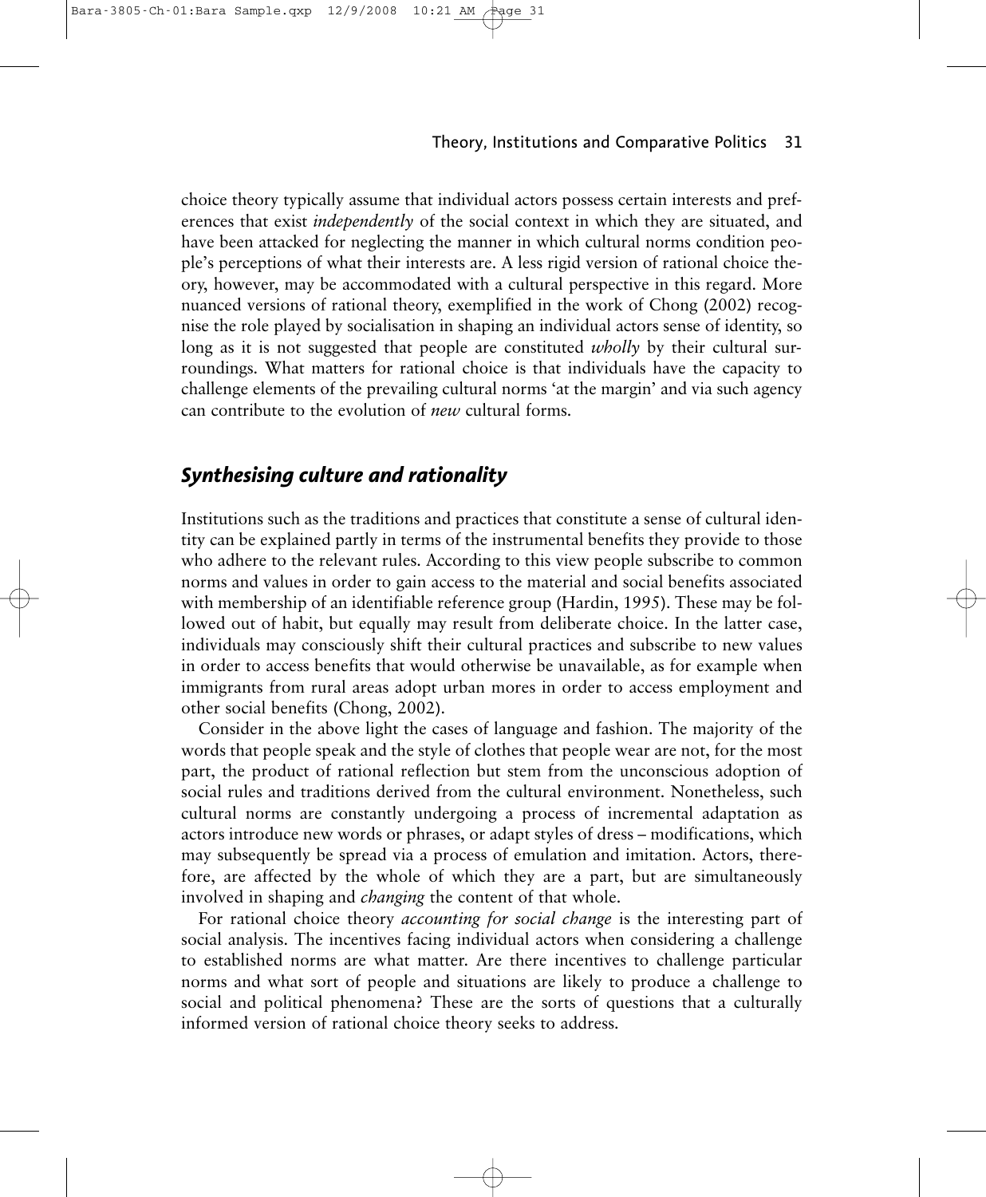choice theory typically assume that individual actors possess certain interests and preferences that exist *independently* of the social context in which they are situated, and have been attacked for neglecting the manner in which cultural norms condition people's perceptions of what their interests are. A less rigid version of rational choice theory, however, may be accommodated with a cultural perspective in this regard. More nuanced versions of rational theory, exemplified in the work of Chong (2002) recognise the role played by socialisation in shaping an individual actors sense of identity, so long as it is not suggested that people are constituted *wholly* by their cultural surroundings. What matters for rational choice is that individuals have the capacity to challenge elements of the prevailing cultural norms 'at the margin' and via such agency can contribute to the evolution of *new* cultural forms.

## *Synthesising culture and rationality*

Institutions such as the traditions and practices that constitute a sense of cultural identity can be explained partly in terms of the instrumental benefits they provide to those who adhere to the relevant rules. According to this view people subscribe to common norms and values in order to gain access to the material and social benefits associated with membership of an identifiable reference group (Hardin, 1995). These may be followed out of habit, but equally may result from deliberate choice. In the latter case, individuals may consciously shift their cultural practices and subscribe to new values in order to access benefits that would otherwise be unavailable, as for example when immigrants from rural areas adopt urban mores in order to access employment and other social benefits (Chong, 2002).

Consider in the above light the cases of language and fashion. The majority of the words that people speak and the style of clothes that people wear are not, for the most part, the product of rational reflection but stem from the unconscious adoption of social rules and traditions derived from the cultural environment. Nonetheless, such cultural norms are constantly undergoing a process of incremental adaptation as actors introduce new words or phrases, or adapt styles of dress – modifications, which may subsequently be spread via a process of emulation and imitation. Actors, therefore, are affected by the whole of which they are a part, but are simultaneously involved in shaping and *changing* the content of that whole.

For rational choice theory *accounting for social change* is the interesting part of social analysis. The incentives facing individual actors when considering a challenge to established norms are what matter. Are there incentives to challenge particular norms and what sort of people and situations are likely to produce a challenge to social and political phenomena? These are the sorts of questions that a culturally informed version of rational choice theory seeks to address.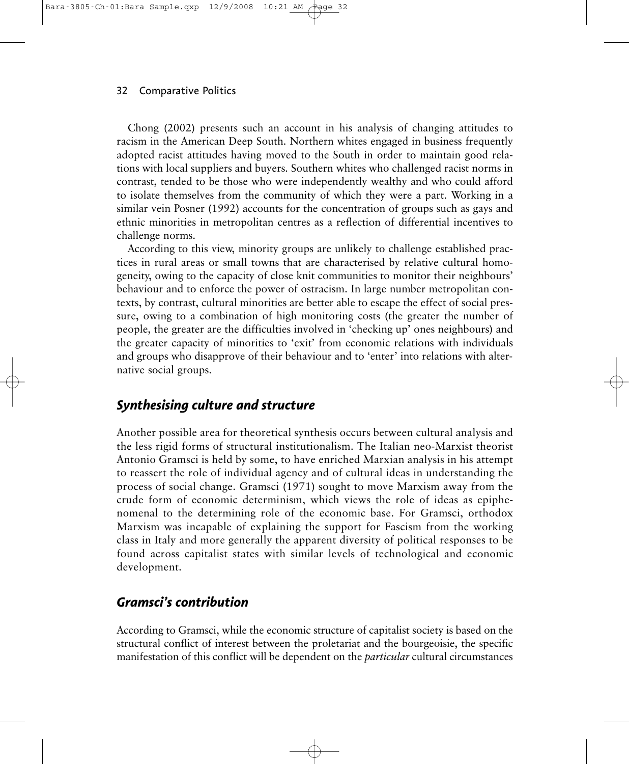Chong (2002) presents such an account in his analysis of changing attitudes to racism in the American Deep South. Northern whites engaged in business frequently adopted racist attitudes having moved to the South in order to maintain good relations with local suppliers and buyers. Southern whites who challenged racist norms in contrast, tended to be those who were independently wealthy and who could afford to isolate themselves from the community of which they were a part. Working in a similar vein Posner (1992) accounts for the concentration of groups such as gays and ethnic minorities in metropolitan centres as a reflection of differential incentives to challenge norms.

According to this view, minority groups are unlikely to challenge established practices in rural areas or small towns that are characterised by relative cultural homogeneity, owing to the capacity of close knit communities to monitor their neighbours' behaviour and to enforce the power of ostracism. In large number metropolitan contexts, by contrast, cultural minorities are better able to escape the effect of social pressure, owing to a combination of high monitoring costs (the greater the number of people, the greater are the difficulties involved in 'checking up' ones neighbours) and the greater capacity of minorities to 'exit' from economic relations with individuals and groups who disapprove of their behaviour and to 'enter' into relations with alternative social groups.

## *Synthesising culture and structure*

Another possible area for theoretical synthesis occurs between cultural analysis and the less rigid forms of structural institutionalism. The Italian neo-Marxist theorist Antonio Gramsci is held by some, to have enriched Marxian analysis in his attempt to reassert the role of individual agency and of cultural ideas in understanding the process of social change. Gramsci (1971) sought to move Marxism away from the crude form of economic determinism, which views the role of ideas as epiphenomenal to the determining role of the economic base. For Gramsci, orthodox Marxism was incapable of explaining the support for Fascism from the working class in Italy and more generally the apparent diversity of political responses to be found across capitalist states with similar levels of technological and economic development.

## *Gramsci's contribution*

According to Gramsci, while the economic structure of capitalist society is based on the structural conflict of interest between the proletariat and the bourgeoisie, the specific manifestation of this conflict will be dependent on the *particular* cultural circumstances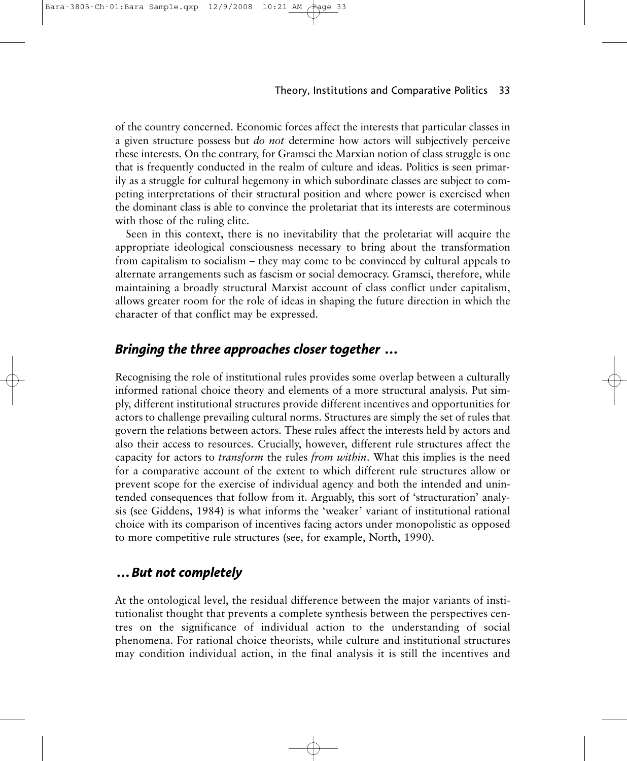of the country concerned. Economic forces affect the interests that particular classes in a given structure possess but *do not* determine how actors will subjectively perceive these interests. On the contrary, for Gramsci the Marxian notion of class struggle is one that is frequently conducted in the realm of culture and ideas. Politics is seen primarily as a struggle for cultural hegemony in which subordinate classes are subject to competing interpretations of their structural position and where power is exercised when the dominant class is able to convince the proletariat that its interests are coterminous with those of the ruling elite.

Seen in this context, there is no inevitability that the proletariat will acquire the appropriate ideological consciousness necessary to bring about the transformation from capitalism to socialism – they may come to be convinced by cultural appeals to alternate arrangements such as fascism or social democracy. Gramsci, therefore, while maintaining a broadly structural Marxist account of class conflict under capitalism, allows greater room for the role of ideas in shaping the future direction in which the character of that conflict may be expressed.

## *Bringing the three approaches closer together …*

Recognising the role of institutional rules provides some overlap between a culturally informed rational choice theory and elements of a more structural analysis. Put simply, different institutional structures provide different incentives and opportunities for actors to challenge prevailing cultural norms. Structures are simply the set of rules that govern the relations between actors. These rules affect the interests held by actors and also their access to resources. Crucially, however, different rule structures affect the capacity for actors to *transform* the rules *from within*. What this implies is the need for a comparative account of the extent to which different rule structures allow or prevent scope for the exercise of individual agency and both the intended and unintended consequences that follow from it. Arguably, this sort of 'structuration' analysis (see Giddens, 1984) is what informs the 'weaker' variant of institutional rational choice with its comparison of incentives facing actors under monopolistic as opposed to more competitive rule structures (see, for example, North, 1990).

## *… But not completely*

At the ontological level, the residual difference between the major variants of institutionalist thought that prevents a complete synthesis between the perspectives centres on the significance of individual action to the understanding of social phenomena. For rational choice theorists, while culture and institutional structures may condition individual action, in the final analysis it is still the incentives and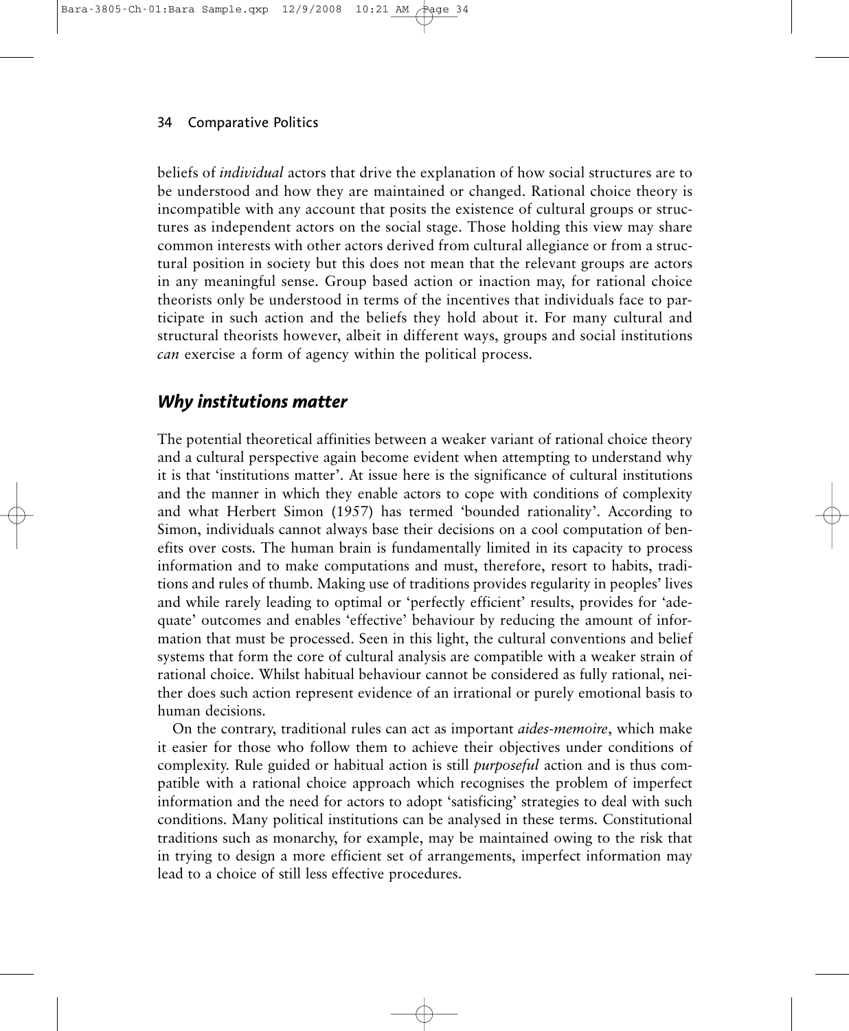beliefs of *individual* actors that drive the explanation of how social structures are to be understood and how they are maintained or changed. Rational choice theory is incompatible with any account that posits the existence of cultural groups or structures as independent actors on the social stage. Those holding this view may share common interests with other actors derived from cultural allegiance or from a structural position in society but this does not mean that the relevant groups are actors in any meaningful sense. Group based action or inaction may, for rational choice theorists only be understood in terms of the incentives that individuals face to participate in such action and the beliefs they hold about it. For many cultural and structural theorists however, albeit in different ways, groups and social institutions *can* exercise a form of agency within the political process.

## *Why institutions matter*

The potential theoretical affinities between a weaker variant of rational choice theory and a cultural perspective again become evident when attempting to understand why it is that 'institutions matter'. At issue here is the significance of cultural institutions and the manner in which they enable actors to cope with conditions of complexity and what Herbert Simon (1957) has termed 'bounded rationality'. According to Simon, individuals cannot always base their decisions on a cool computation of benefits over costs. The human brain is fundamentally limited in its capacity to process information and to make computations and must, therefore, resort to habits, traditions and rules of thumb. Making use of traditions provides regularity in peoples' lives and while rarely leading to optimal or 'perfectly efficient' results, provides for 'adequate' outcomes and enables 'effective' behaviour by reducing the amount of information that must be processed. Seen in this light, the cultural conventions and belief systems that form the core of cultural analysis are compatible with a weaker strain of rational choice. Whilst habitual behaviour cannot be considered as fully rational, neither does such action represent evidence of an irrational or purely emotional basis to human decisions.

On the contrary, traditional rules can act as important *aides-memoire*, which make it easier for those who follow them to achieve their objectives under conditions of complexity. Rule guided or habitual action is still *purposeful* action and is thus compatible with a rational choice approach which recognises the problem of imperfect information and the need for actors to adopt 'satisficing' strategies to deal with such conditions. Many political institutions can be analysed in these terms. Constitutional traditions such as monarchy, for example, may be maintained owing to the risk that in trying to design a more efficient set of arrangements, imperfect information may lead to a choice of still less effective procedures.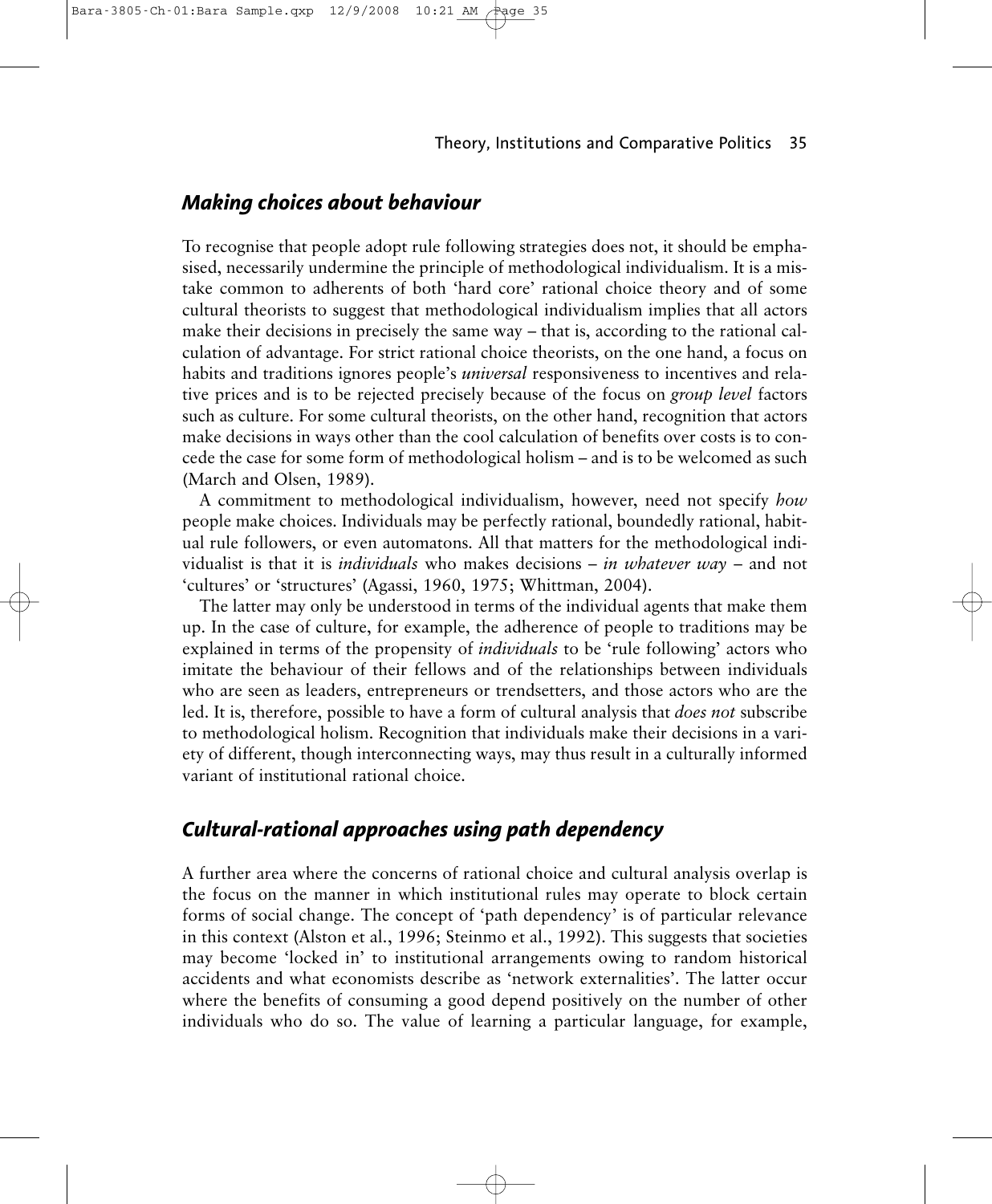## *Making choices about behaviour*

To recognise that people adopt rule following strategies does not, it should be emphasised, necessarily undermine the principle of methodological individualism. It is a mistake common to adherents of both 'hard core' rational choice theory and of some cultural theorists to suggest that methodological individualism implies that all actors make their decisions in precisely the same way – that is, according to the rational calculation of advantage. For strict rational choice theorists, on the one hand, a focus on habits and traditions ignores people's *universal* responsiveness to incentives and relative prices and is to be rejected precisely because of the focus on *group level* factors such as culture. For some cultural theorists, on the other hand, recognition that actors make decisions in ways other than the cool calculation of benefits over costs is to concede the case for some form of methodological holism – and is to be welcomed as such (March and Olsen, 1989).

A commitment to methodological individualism, however, need not specify *how* people make choices. Individuals may be perfectly rational, boundedly rational, habitual rule followers, or even automatons. All that matters for the methodological individualist is that it is *individuals* who makes decisions – *in whatever way* – and not 'cultures' or 'structures' (Agassi, 1960, 1975; Whittman, 2004).

The latter may only be understood in terms of the individual agents that make them up. In the case of culture, for example, the adherence of people to traditions may be explained in terms of the propensity of *individuals* to be 'rule following' actors who imitate the behaviour of their fellows and of the relationships between individuals who are seen as leaders, entrepreneurs or trendsetters, and those actors who are the led. It is, therefore, possible to have a form of cultural analysis that *does not* subscribe to methodological holism. Recognition that individuals make their decisions in a variety of different, though interconnecting ways, may thus result in a culturally informed variant of institutional rational choice.

## *Cultural-rational approaches using path dependency*

A further area where the concerns of rational choice and cultural analysis overlap is the focus on the manner in which institutional rules may operate to block certain forms of social change. The concept of 'path dependency' is of particular relevance in this context (Alston et al., 1996; Steinmo et al., 1992). This suggests that societies may become 'locked in' to institutional arrangements owing to random historical accidents and what economists describe as 'network externalities'. The latter occur where the benefits of consuming a good depend positively on the number of other individuals who do so. The value of learning a particular language, for example,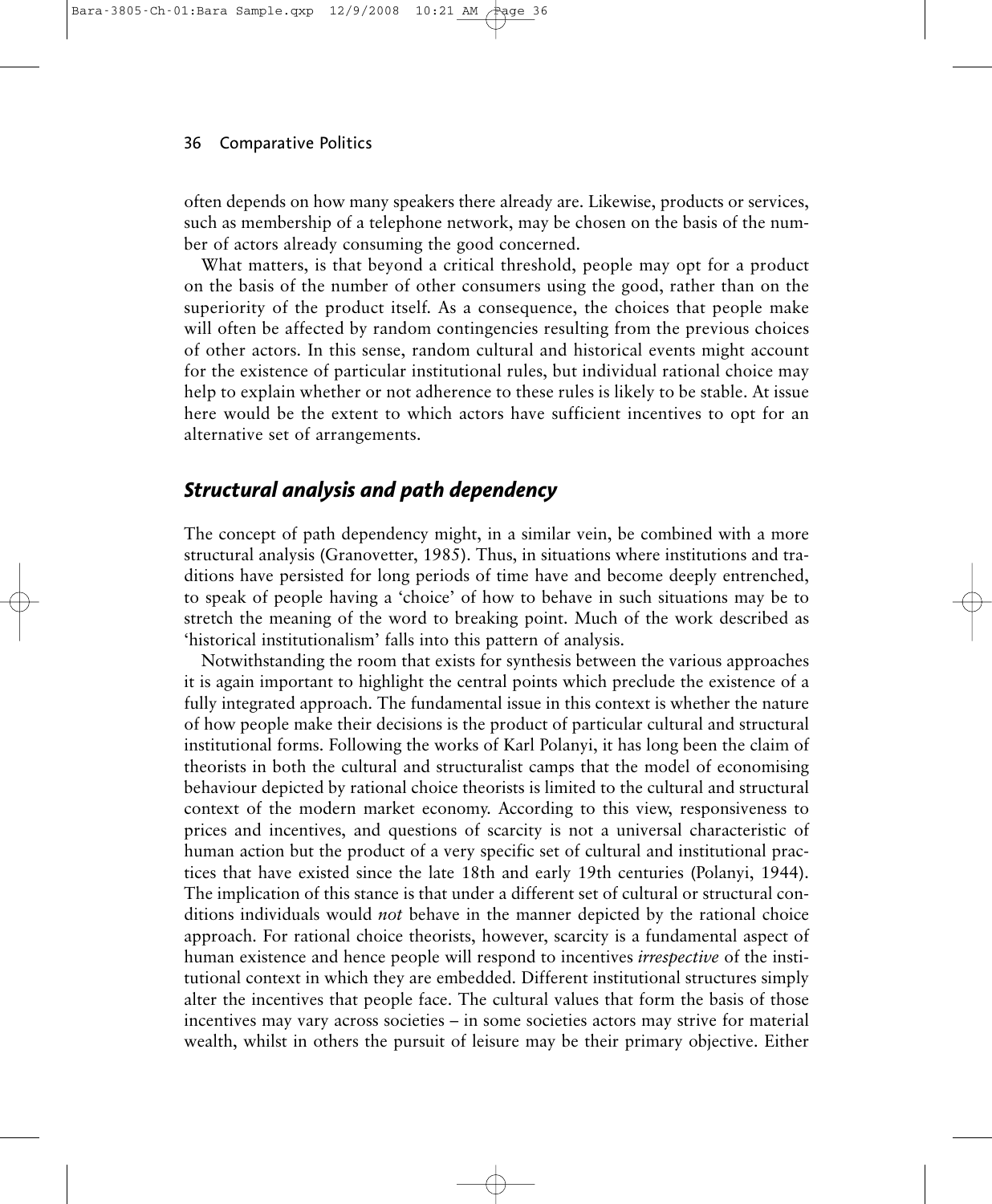often depends on how many speakers there already are. Likewise, products or services, such as membership of a telephone network, may be chosen on the basis of the number of actors already consuming the good concerned.

What matters, is that beyond a critical threshold, people may opt for a product on the basis of the number of other consumers using the good, rather than on the superiority of the product itself. As a consequence, the choices that people make will often be affected by random contingencies resulting from the previous choices of other actors. In this sense, random cultural and historical events might account for the existence of particular institutional rules, but individual rational choice may help to explain whether or not adherence to these rules is likely to be stable. At issue here would be the extent to which actors have sufficient incentives to opt for an alternative set of arrangements.

## *Structural analysis and path dependency*

The concept of path dependency might, in a similar vein, be combined with a more structural analysis (Granovetter, 1985). Thus, in situations where institutions and traditions have persisted for long periods of time have and become deeply entrenched, to speak of people having a 'choice' of how to behave in such situations may be to stretch the meaning of the word to breaking point. Much of the work described as 'historical institutionalism' falls into this pattern of analysis.

Notwithstanding the room that exists for synthesis between the various approaches it is again important to highlight the central points which preclude the existence of a fully integrated approach. The fundamental issue in this context is whether the nature of how people make their decisions is the product of particular cultural and structural institutional forms. Following the works of Karl Polanyi, it has long been the claim of theorists in both the cultural and structuralist camps that the model of economising behaviour depicted by rational choice theorists is limited to the cultural and structural context of the modern market economy. According to this view, responsiveness to prices and incentives, and questions of scarcity is not a universal characteristic of human action but the product of a very specific set of cultural and institutional practices that have existed since the late 18th and early 19th centuries (Polanyi, 1944). The implication of this stance is that under a different set of cultural or structural conditions individuals would *not* behave in the manner depicted by the rational choice approach. For rational choice theorists, however, scarcity is a fundamental aspect of human existence and hence people will respond to incentives *irrespective* of the institutional context in which they are embedded. Different institutional structures simply alter the incentives that people face. The cultural values that form the basis of those incentives may vary across societies – in some societies actors may strive for material wealth, whilst in others the pursuit of leisure may be their primary objective. Either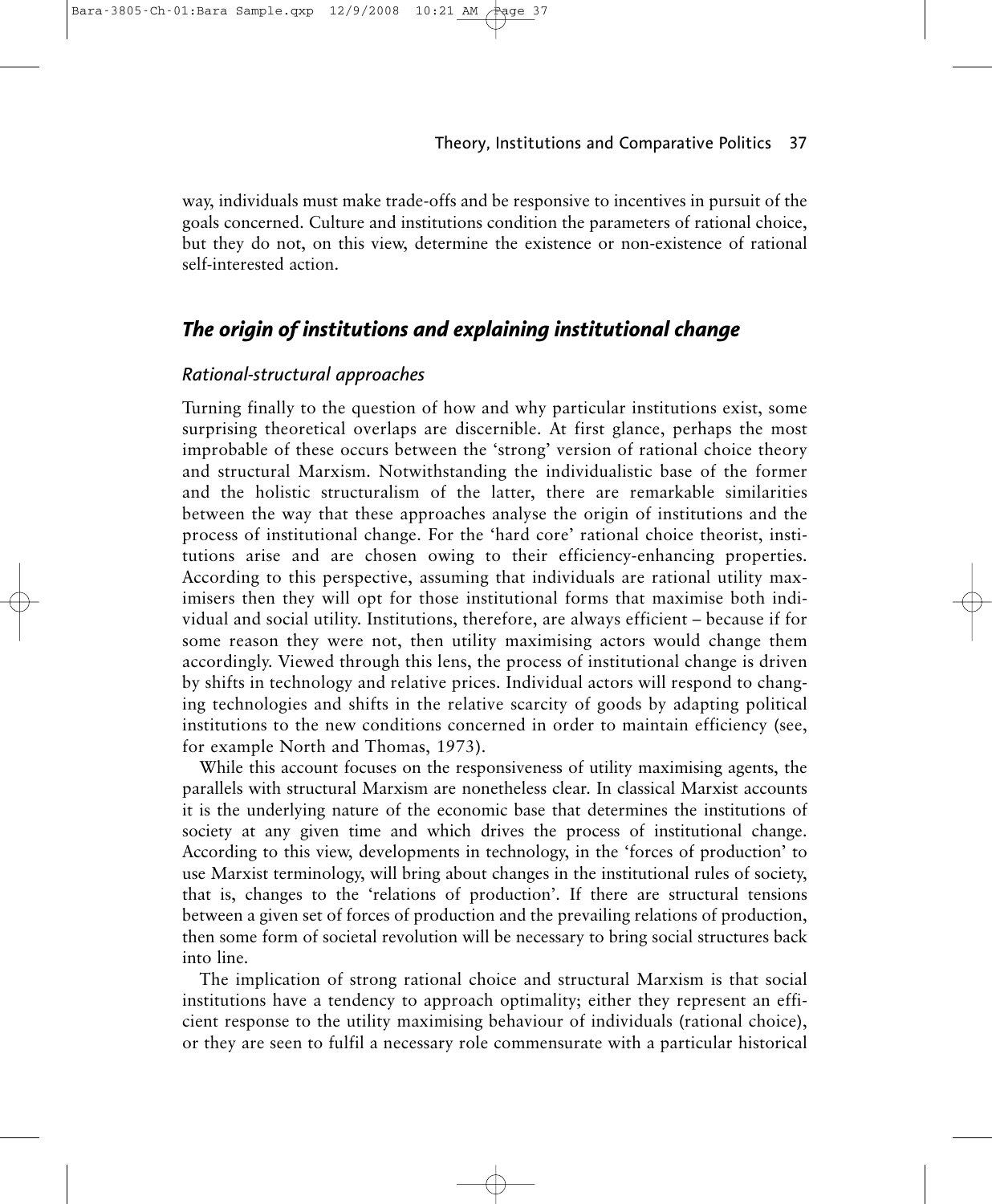way, individuals must make trade-offs and be responsive to incentives in pursuit of the goals concerned. Culture and institutions condition the parameters of rational choice, but they do not, on this view, determine the existence or non-existence of rational self-interested action.

## *The origin of institutions and explaining institutional change*

### *Rational-structural approaches*

Turning finally to the question of how and why particular institutions exist, some surprising theoretical overlaps are discernible. At first glance, perhaps the most improbable of these occurs between the 'strong' version of rational choice theory and structural Marxism. Notwithstanding the individualistic base of the former and the holistic structuralism of the latter, there are remarkable similarities between the way that these approaches analyse the origin of institutions and the process of institutional change. For the 'hard core' rational choice theorist, institutions arise and are chosen owing to their efficiency-enhancing properties. According to this perspective, assuming that individuals are rational utility maximisers then they will opt for those institutional forms that maximise both individual and social utility. Institutions, therefore, are always efficient – because if for some reason they were not, then utility maximising actors would change them accordingly. Viewed through this lens, the process of institutional change is driven by shifts in technology and relative prices. Individual actors will respond to changing technologies and shifts in the relative scarcity of goods by adapting political institutions to the new conditions concerned in order to maintain efficiency (see, for example North and Thomas, 1973).

While this account focuses on the responsiveness of utility maximising agents, the parallels with structural Marxism are nonetheless clear. In classical Marxist accounts it is the underlying nature of the economic base that determines the institutions of society at any given time and which drives the process of institutional change. According to this view, developments in technology, in the 'forces of production' to use Marxist terminology, will bring about changes in the institutional rules of society, that is, changes to the 'relations of production'. If there are structural tensions between a given set of forces of production and the prevailing relations of production, then some form of societal revolution will be necessary to bring social structures back into line.

The implication of strong rational choice and structural Marxism is that social institutions have a tendency to approach optimality; either they represent an efficient response to the utility maximising behaviour of individuals (rational choice), or they are seen to fulfil a necessary role commensurate with a particular historical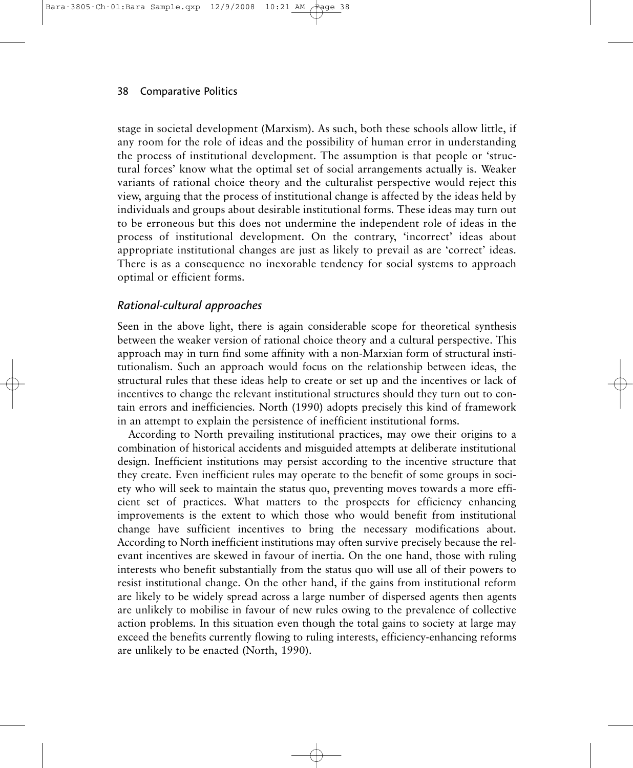stage in societal development (Marxism). As such, both these schools allow little, if any room for the role of ideas and the possibility of human error in understanding the process of institutional development. The assumption is that people or 'structural forces' know what the optimal set of social arrangements actually is. Weaker variants of rational choice theory and the culturalist perspective would reject this view, arguing that the process of institutional change is affected by the ideas held by individuals and groups about desirable institutional forms. These ideas may turn out to be erroneous but this does not undermine the independent role of ideas in the process of institutional development. On the contrary, 'incorrect' ideas about appropriate institutional changes are just as likely to prevail as are 'correct' ideas. There is as a consequence no inexorable tendency for social systems to approach optimal or efficient forms.

### *Rational-cultural approaches*

Seen in the above light, there is again considerable scope for theoretical synthesis between the weaker version of rational choice theory and a cultural perspective. This approach may in turn find some affinity with a non-Marxian form of structural institutionalism. Such an approach would focus on the relationship between ideas, the structural rules that these ideas help to create or set up and the incentives or lack of incentives to change the relevant institutional structures should they turn out to contain errors and inefficiencies. North (1990) adopts precisely this kind of framework in an attempt to explain the persistence of inefficient institutional forms.

According to North prevailing institutional practices, may owe their origins to a combination of historical accidents and misguided attempts at deliberate institutional design. Inefficient institutions may persist according to the incentive structure that they create. Even inefficient rules may operate to the benefit of some groups in society who will seek to maintain the status quo, preventing moves towards a more efficient set of practices. What matters to the prospects for efficiency enhancing improvements is the extent to which those who would benefit from institutional change have sufficient incentives to bring the necessary modifications about. According to North inefficient institutions may often survive precisely because the relevant incentives are skewed in favour of inertia. On the one hand, those with ruling interests who benefit substantially from the status quo will use all of their powers to resist institutional change. On the other hand, if the gains from institutional reform are likely to be widely spread across a large number of dispersed agents then agents are unlikely to mobilise in favour of new rules owing to the prevalence of collective action problems. In this situation even though the total gains to society at large may exceed the benefits currently flowing to ruling interests, efficiency-enhancing reforms are unlikely to be enacted (North, 1990).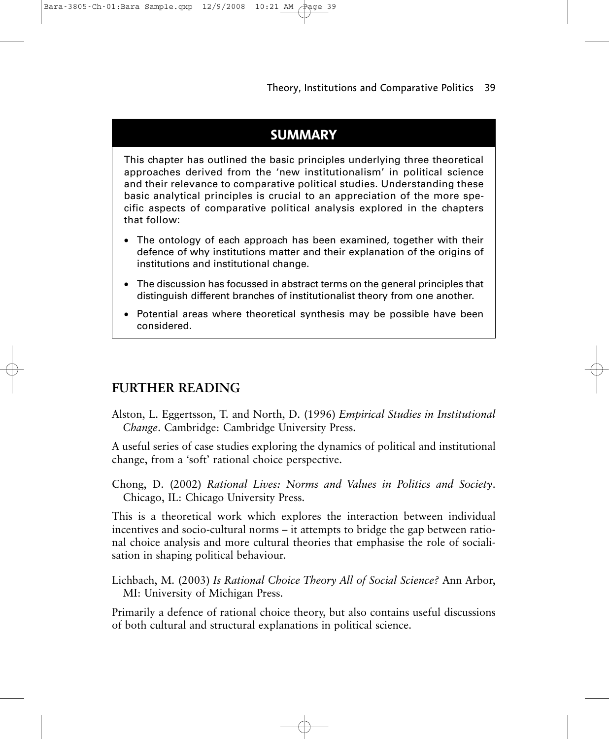## SUMMARY

This chapter has outlined the basic principles underlying three theoretical approaches derived from the 'new institutionalism' in political science and their relevance to comparative political studies. Understanding these basic analytical principles is crucial to an appreciation of the more specific aspects of comparative political analysis explored in the chapters that follow:

- The ontology of each approach has been examined, together with their defence of why institutions matter and their explanation of the origins of institutions and institutional change.
- The discussion has focussed in abstract terms on the general principles that distinguish different branches of institutionalist theory from one another.
- Potential areas where theoretical synthesis may be possible have been considered.

## FURTHER READING

Alston, L. Eggertsson, T. and North, D. (1996) *Empirical Studies in Institutional Change*. Cambridge: Cambridge University Press.

A useful series of case studies exploring the dynamics of political and institutional change, from a 'soft' rational choice perspective.

Chong, D. (2002) *Rational Lives: Norms and Values in Politics and Society*. Chicago, IL: Chicago University Press.

This is a theoretical work which explores the interaction between individual incentives and socio-cultural norms – it attempts to bridge the gap between rational choice analysis and more cultural theories that emphasise the role of socialisation in shaping political behaviour.

Lichbach, M. (2003) *Is Rational Choice Theory All of Social Science?* Ann Arbor, MI: University of Michigan Press.

Primarily a defence of rational choice theory, but also contains useful discussions of both cultural and structural explanations in political science.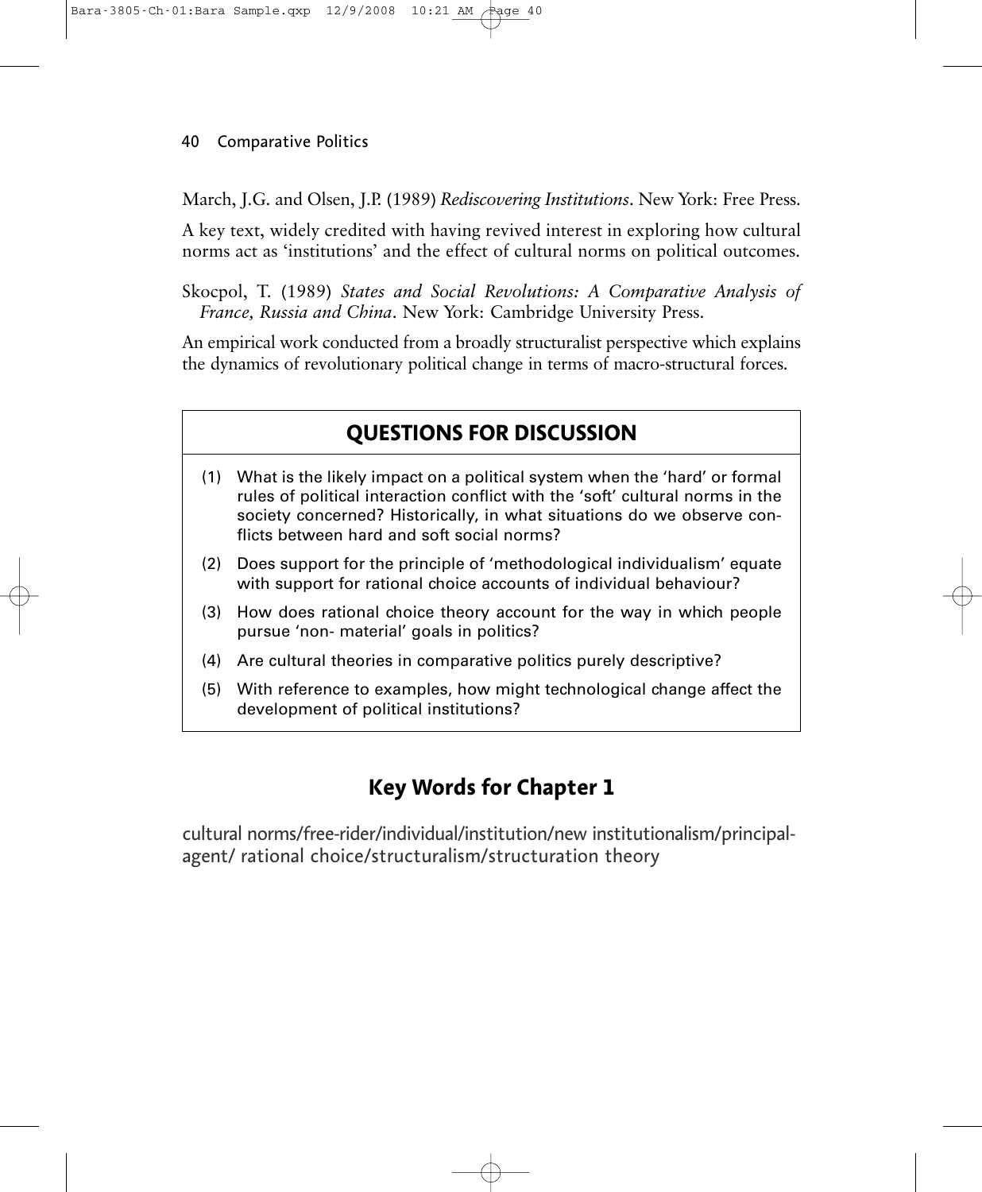March, J.G. and Olsen, J.P. (1989) *Rediscovering Institutions*. New York: Free Press.

A key text, widely credited with having revived interest in exploring how cultural norms act as 'institutions' and the effect of cultural norms on political outcomes.

Skocpol, T. (1989) *States and Social Revolutions: A Comparative Analysis of France, Russia and China*. New York: Cambridge University Press.

An empirical work conducted from a broadly structuralist perspective which explains the dynamics of revolutionary political change in terms of macro-structural forces.

## QUESTIONS FOR DISCUSSION

(1) What is the likely impact on a political system when the 'hard' or formal rules of political interaction conflict with the 'soft' cultural norms in the society concerned? Historically, in what situations do we observe conflicts between hard and soft social norms?

(2) Does support for the principle of 'methodological individualism' equate with support for rational choice accounts of individual behaviour?

(3) How does rational choice theory account for the way in which people pursue 'non- material' goals in politics?

(4) Are cultural theories in comparative politics purely descriptive?

(5) With reference to examples, how might technological change affect the development of political institutions?

## Key Words for Chapter 1

cultural norms/free-rider/individual/institution/new institutionalism/principal-agent/ rational choice/structuralism/structuration theory